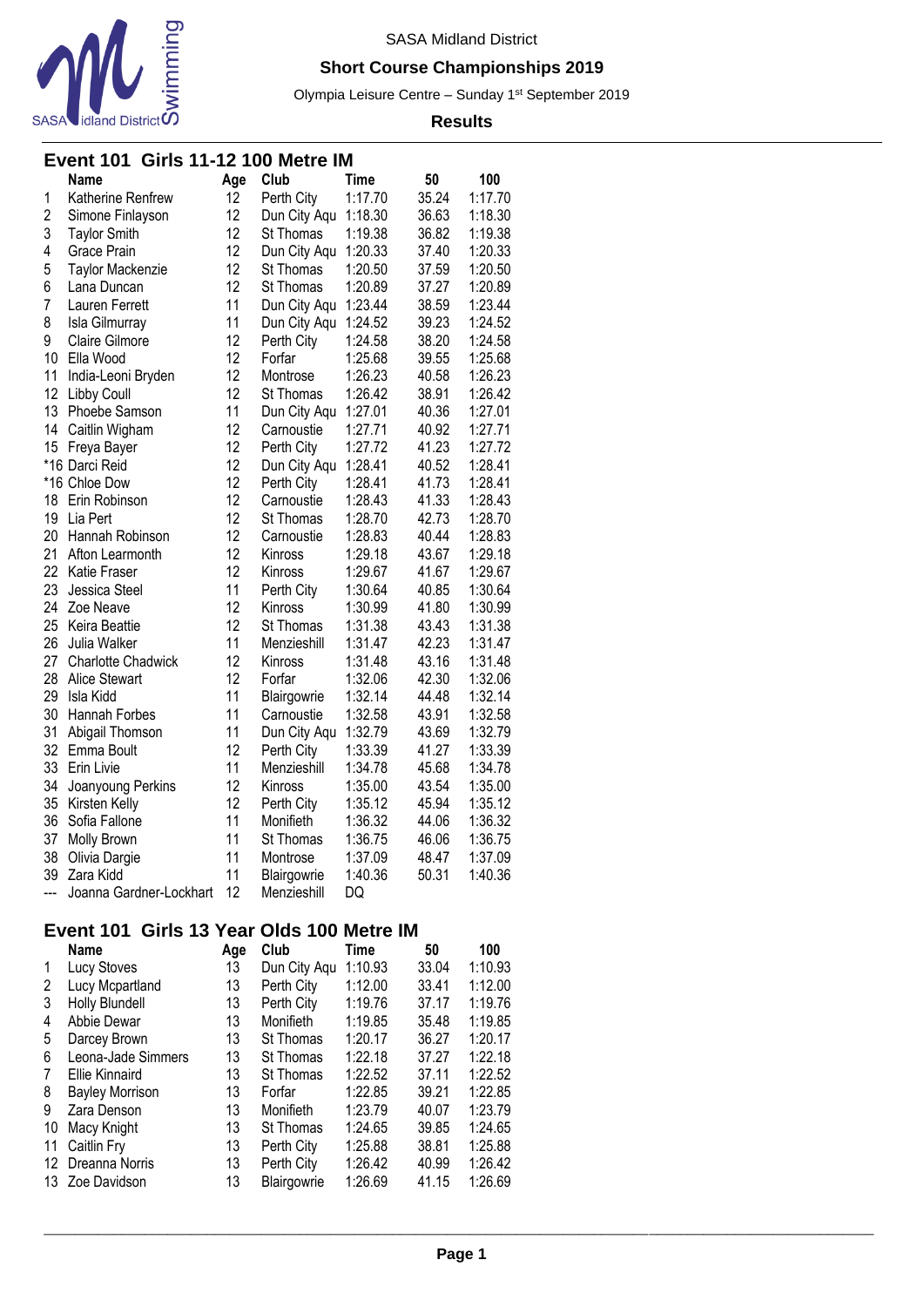SASA Midland District

## Short Course Championships 2019

Olympia Leisure Centre – Sunday 1st September 2019

**Results**

### Event 101 Girls 11-12 100 Metre IM

| | Name | Age | Club | Time | 50 | 100 |
|---|---|---|---|---|---|---|
| 1 | Katherine Renfrew | 12 | Perth City | 1:17.70 | 35.24 | 1:17.70 |
| 2 | Simone Finlayson | 12 | Dun City Aqu | 1:18.30 | 36.63 | 1:18.30 |
| 3 | Taylor Smith | 12 | St Thomas | 1:19.38 | 36.82 | 1:19.38 |
| 4 | Grace Prain | 12 | Dun City Aqu | 1:20.33 | 37.40 | 1:20.33 |
| 5 | Taylor Mackenzie | 12 | St Thomas | 1:20.50 | 37.59 | 1:20.50 |
| 6 | Lana Duncan | 12 | St Thomas | 1:20.89 | 37.27 | 1:20.89 |
| 7 | Lauren Ferrett | 11 | Dun City Aqu | 1:23.44 | 38.59 | 1:23.44 |
| 8 | Isla Gilmurray | 11 | Dun City Aqu | 1:24.52 | 39.23 | 1:24.52 |
| 9 | Claire Gilmore | 12 | Perth City | 1:24.58 | 38.20 | 1:24.58 |
| 10 | Ella Wood | 12 | Forfar | 1:25.68 | 39.55 | 1:25.68 |
| 11 | India-Leoni Bryden | 12 | Montrose | 1:26.23 | 40.58 | 1:26.23 |
| 12 | Libby Coull | 12 | St Thomas | 1:26.42 | 38.91 | 1:26.42 |
| 13 | Phoebe Samson | 11 | Dun City Aqu | 1:27.01 | 40.36 | 1:27.01 |
| 14 | Caitlin Wigham | 12 | Carnoustie | 1:27.71 | 40.92 | 1:27.71 |
| 15 | Freya Bayer | 12 | Perth City | 1:27.72 | 41.23 | 1:27.72 |
| *16 | Darci Reid | 12 | Dun City Aqu | 1:28.41 | 40.52 | 1:28.41 |
| *16 | Chloe Dow | 12 | Perth City | 1:28.41 | 41.73 | 1:28.41 |
| 18 | Erin Robinson | 12 | Carnoustie | 1:28.43 | 41.33 | 1:28.43 |
| 19 | Lia Pert | 12 | St Thomas | 1:28.70 | 42.73 | 1:28.70 |
| 20 | Hannah Robinson | 12 | Carnoustie | 1:28.83 | 40.44 | 1:28.83 |
| 21 | Afton Learmonth | 12 | Kinross | 1:29.18 | 43.67 | 1:29.18 |
| 22 | Katie Fraser | 12 | Kinross | 1:29.67 | 41.67 | 1:29.67 |
| 23 | Jessica Steel | 11 | Perth City | 1:30.64 | 40.85 | 1:30.64 |
| 24 | Zoe Neave | 12 | Kinross | 1:30.99 | 41.80 | 1:30.99 |
| 25 | Keira Beattie | 12 | St Thomas | 1:31.38 | 43.43 | 1:31.38 |
| 26 | Julia Walker | 11 | Menzieshill | 1:31.47 | 42.23 | 1:31.47 |
| 27 | Charlotte Chadwick | 12 | Kinross | 1:31.48 | 43.16 | 1:31.48 |
| 28 | Alice Stewart | 12 | Forfar | 1:32.06 | 42.30 | 1:32.06 |
| 29 | Isla Kidd | 11 | Blairgowrie | 1:32.14 | 44.48 | 1:32.14 |
| 30 | Hannah Forbes | 11 | Carnoustie | 1:32.58 | 43.91 | 1:32.58 |
| 31 | Abigail Thomson | 11 | Dun City Aqu | 1:32.79 | 43.69 | 1:32.79 |
| 32 | Emma Boult | 12 | Perth City | 1:33.39 | 41.27 | 1:33.39 |
| 33 | Erin Livie | 11 | Menzieshill | 1:34.78 | 45.68 | 1:34.78 |
| 34 | Joanyoung Perkins | 12 | Kinross | 1:35.00 | 43.54 | 1:35.00 |
| 35 | Kirsten Kelly | 12 | Perth City | 1:35.12 | 45.94 | 1:35.12 |
| 36 | Sofia Fallone | 11 | Monifieth | 1:36.32 | 44.06 | 1:36.32 |
| 37 | Molly Brown | 11 | St Thomas | 1:36.75 | 46.06 | 1:36.75 |
| 38 | Olivia Dargie | 11 | Montrose | 1:37.09 | 48.47 | 1:37.09 |
| 39 | Zara Kidd | 11 | Blairgowrie | 1:40.36 | 50.31 | 1:40.36 |
| --- | Joanna Gardner-Lockhart | 12 | Menzieshill | DQ | | |

### Event 101 Girls 13 Year Olds 100 Metre IM

| | Name | Age | Club | Time | 50 | 100 |
|---|---|---|---|---|---|---|
| 1 | Lucy Stoves | 13 | Dun City Aqu | 1:10.93 | 33.04 | 1:10.93 |
| 2 | Lucy Mcpartland | 13 | Perth City | 1:12.00 | 33.41 | 1:12.00 |
| 3 | Holly Blundell | 13 | Perth City | 1:19.76 | 37.17 | 1:19.76 |
| 4 | Abbie Dewar | 13 | Monifieth | 1:19.85 | 35.48 | 1:19.85 |
| 5 | Darcey Brown | 13 | St Thomas | 1:20.17 | 36.27 | 1:20.17 |
| 6 | Leona-Jade Simmers | 13 | St Thomas | 1:22.18 | 37.27 | 1:22.18 |
| 7 | Ellie Kinnaird | 13 | St Thomas | 1:22.52 | 37.11 | 1:22.52 |
| 8 | Bayley Morrison | 13 | Forfar | 1:22.85 | 39.21 | 1:22.85 |
| 9 | Zara Denson | 13 | Monifieth | 1:23.79 | 40.07 | 1:23.79 |
| 10 | Macy Knight | 13 | St Thomas | 1:24.65 | 39.85 | 1:24.65 |
| 11 | Caitlin Fry | 13 | Perth City | 1:25.88 | 38.81 | 1:25.88 |
| 12 | Dreanna Norris | 13 | Perth City | 1:26.42 | 40.99 | 1:26.42 |
| 13 | Zoe Davidson | 13 | Blairgowrie | 1:26.69 | 41.15 | 1:26.69 |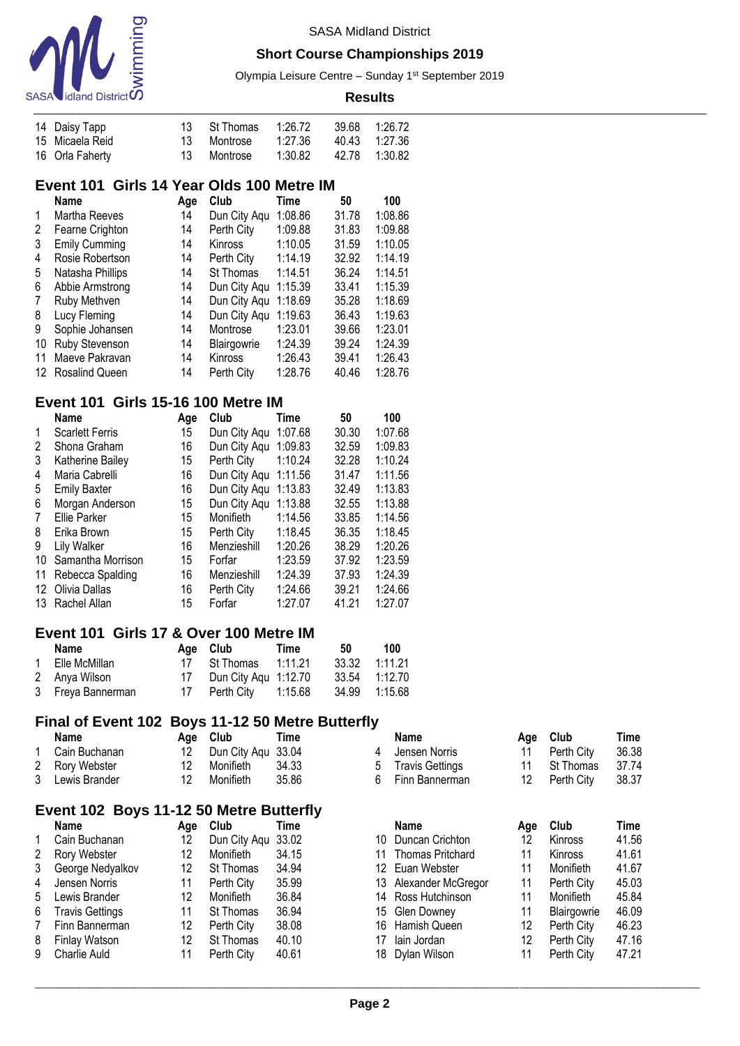| | Name | Age | Club | Time | 50 | 100 |
|---|---|---|---|---|---|---|
| 14 | Daisy Tapp | 13 | St Thomas | 1:26.72 | 39.68 | 1:26.72 |
| 15 | Micaela Reid | 13 | Montrose | 1:27.36 | 40.43 | 1:27.36 |
| 16 | Orla Faherty | 13 | Montrose | 1:30.82 | 42.78 | 1:30.82 |

## Event 101 Girls 14 Year Olds 100 Metre IM

| | Name | Age | Club | Time | 50 | 100 |
|---|---|---|---|---|---|---|
| 1 | Martha Reeves | 14 | Dun City Aqu | 1:08.86 | 31.78 | 1:08.86 |
| 2 | Fearne Crighton | 14 | Perth City | 1:09.88 | 31.83 | 1:09.88 |
| 3 | Emily Cumming | 14 | Kinross | 1:10.05 | 31.59 | 1:10.05 |
| 4 | Rosie Robertson | 14 | Perth City | 1:14.19 | 32.92 | 1:14.19 |
| 5 | Natasha Phillips | 14 | St Thomas | 1:14.51 | 36.24 | 1:14.51 |
| 6 | Abbie Armstrong | 14 | Dun City Aqu | 1:15.39 | 33.41 | 1:15.39 |
| 7 | Ruby Methven | 14 | Dun City Aqu | 1:18.69 | 35.28 | 1:18.69 |
| 8 | Lucy Fleming | 14 | Dun City Aqu | 1:19.63 | 36.43 | 1:19.63 |
| 9 | Sophie Johansen | 14 | Montrose | 1:23.01 | 39.66 | 1:23.01 |
| 10 | Ruby Stevenson | 14 | Blairgowrie | 1:24.39 | 39.24 | 1:24.39 |
| 11 | Maeve Pakravan | 14 | Kinross | 1:26.43 | 39.41 | 1:26.43 |
| 12 | Rosalind Queen | 14 | Perth City | 1:28.76 | 40.46 | 1:28.76 |

## Event 101 Girls 15-16 100 Metre IM

| | Name | Age | Club | Time | 50 | 100 |
|---|---|---|---|---|---|---|
| 1 | Scarlett Ferris | 15 | Dun City Aqu | 1:07.68 | 30.30 | 1:07.68 |
| 2 | Shona Graham | 16 | Dun City Aqu | 1:09.83 | 32.59 | 1:09.83 |
| 3 | Katherine Bailey | 15 | Perth City | 1:10.24 | 32.28 | 1:10.24 |
| 4 | Maria Cabrelli | 16 | Dun City Aqu | 1:11.56 | 31.47 | 1:11.56 |
| 5 | Emily Baxter | 16 | Dun City Aqu | 1:13.83 | 32.49 | 1:13.83 |
| 6 | Morgan Anderson | 15 | Dun City Aqu | 1:13.88 | 32.55 | 1:13.88 |
| 7 | Ellie Parker | 15 | Monifieth | 1:14.56 | 33.85 | 1:14.56 |
| 8 | Erika Brown | 15 | Perth City | 1:18.45 | 36.35 | 1:18.45 |
| 9 | Lily Walker | 16 | Menzieshill | 1:20.26 | 38.29 | 1:20.26 |
| 10 | Samantha Morrison | 15 | Forfar | 1:23.59 | 37.92 | 1:23.59 |
| 11 | Rebecca Spalding | 16 | Menzieshill | 1:24.39 | 37.93 | 1:24.39 |
| 12 | Olivia Dallas | 16 | Perth City | 1:24.66 | 39.21 | 1:24.66 |
| 13 | Rachel Allan | 15 | Forfar | 1:27.07 | 41.21 | 1:27.07 |

## Event 101 Girls 17 & Over 100 Metre IM

| | Name | Age | Club | Time | 50 | 100 |
|---|---|---|---|---|---|---|
| 1 | Elle McMillan | 17 | St Thomas | 1:11.21 | 33.32 | 1:11.21 |
| 2 | Anya Wilson | 17 | Dun City Aqu | 1:12.70 | 33.54 | 1:12.70 |
| 3 | Freya Bannerman | 17 | Perth City | 1:15.68 | 34.99 | 1:15.68 |

## Final of Event 102 Boys 11-12 50 Metre Butterfly

| | Name | Age | Club | Time |
|---|---|---|---|---|
| 1 | Cain Buchanan | 12 | Dun City Aqu | 33.04 |
| 2 | Rory Webster | 12 | Monifieth | 34.33 |
| 3 | Lewis Brander | 12 | Monifieth | 35.86 |
| 4 | Jensen Norris | 11 | Perth City | 36.38 |
| 5 | Travis Gettings | 11 | St Thomas | 37.74 |
| 6 | Finn Bannerman | 12 | Perth City | 38.37 |

## Event 102 Boys 11-12 50 Metre Butterfly

| | Name | Age | Club | Time |
|---|---|---|---|---|
| 1 | Cain Buchanan | 12 | Dun City Aqu | 33.02 |
| 2 | Rory Webster | 12 | Monifieth | 34.15 |
| 3 | George Nedyalkov | 12 | St Thomas | 34.94 |
| 4 | Jensen Norris | 11 | Perth City | 35.99 |
| 5 | Lewis Brander | 12 | Monifieth | 36.84 |
| 6 | Travis Gettings | 11 | St Thomas | 36.94 |
| 7 | Finn Bannerman | 12 | Perth City | 38.08 |
| 8 | Finlay Watson | 12 | St Thomas | 40.10 |
| 9 | Charlie Auld | 11 | Perth City | 40.61 |
| 10 | Duncan Crichton | 12 | Kinross | 41.56 |
| 11 | Thomas Pritchard | 11 | Kinross | 41.61 |
| 12 | Euan Webster | 11 | Monifieth | 41.67 |
| 13 | Alexander McGregor | 11 | Perth City | 45.03 |
| 14 | Ross Hutchinson | 11 | Monifieth | 45.84 |
| 15 | Glen Downey | 11 | Blairgowrie | 46.09 |
| 16 | Hamish Queen | 12 | Perth City | 46.23 |
| 17 | Iain Jordan | 12 | Perth City | 47.16 |
| 18 | Dylan Wilson | 11 | Perth City | 47.21 |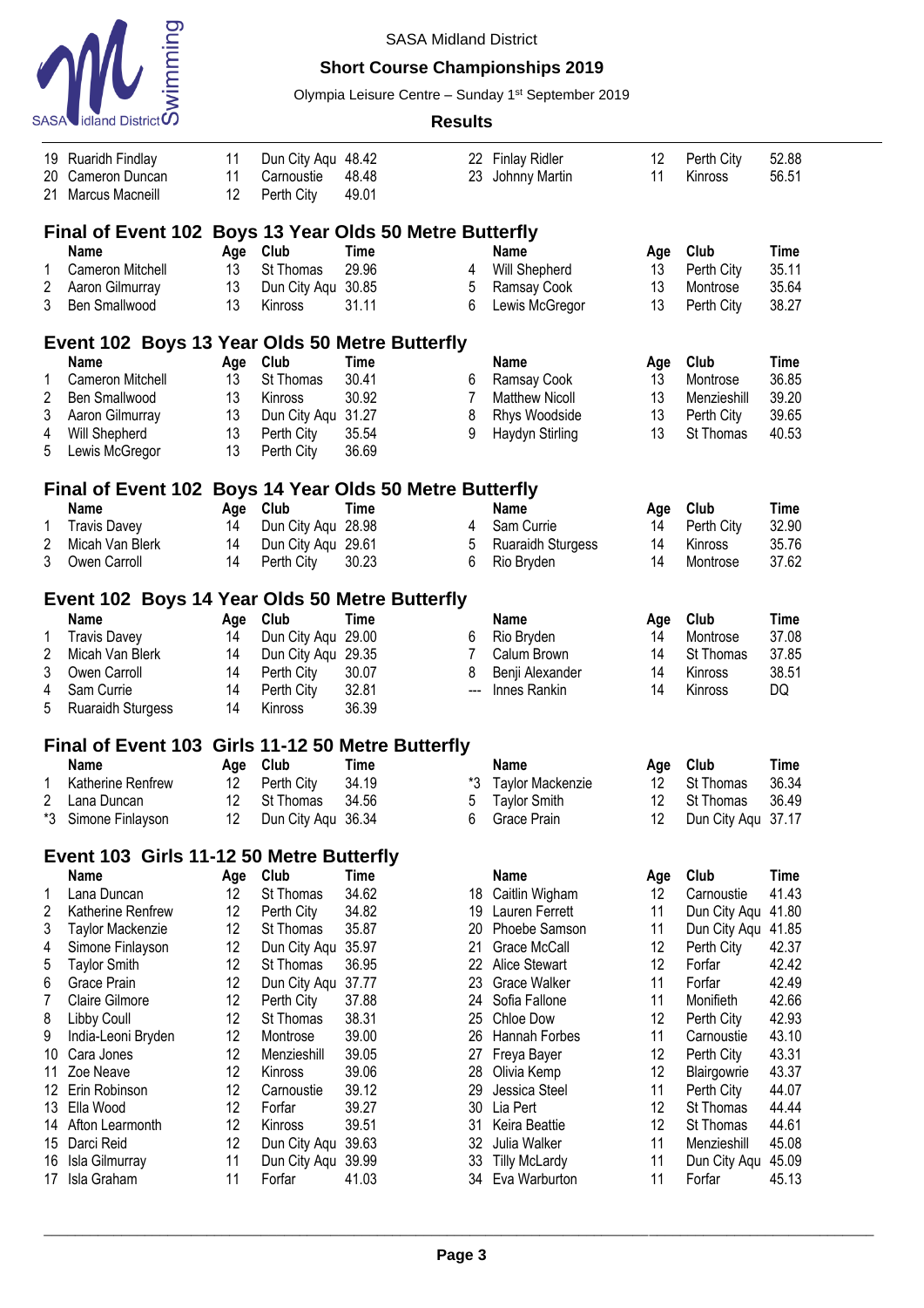| | Name | Age | Club | Time | | Name | Age | Club | Time |
|---|---|---|---|---|---|---|---|---|---|
| 19 | Ruaridh Findlay | 11 | Dun City Aqu | 48.42 | 22 | Finlay Ridler | 12 | Perth City | 52.88 |
| 20 | Cameron Duncan | 11 | Carnoustie | 48.48 | 23 | Johnny Martin | 11 | Kinross | 56.51 |
| 21 | Marcus Macneill | 12 | Perth City | 49.01 | | | | | |

## Final of Event 102 Boys 13 Year Olds 50 Metre Butterfly

| | Name | Age | Club | Time | | Name | Age | Club | Time |
|---|---|---|---|---|---|---|---|---|---|
| 1 | Cameron Mitchell | 13 | St Thomas | 29.96 | 4 | Will Shepherd | 13 | Perth City | 35.11 |
| 2 | Aaron Gilmurray | 13 | Dun City Aqu | 30.85 | 5 | Ramsay Cook | 13 | Montrose | 35.64 |
| 3 | Ben Smallwood | 13 | Kinross | 31.11 | 6 | Lewis McGregor | 13 | Perth City | 38.27 |

## Event 102 Boys 13 Year Olds 50 Metre Butterfly

| | Name | Age | Club | Time | | Name | Age | Club | Time |
|---|---|---|---|---|---|---|---|---|---|
| 1 | Cameron Mitchell | 13 | St Thomas | 30.41 | 6 | Ramsay Cook | 13 | Montrose | 36.85 |
| 2 | Ben Smallwood | 13 | Kinross | 30.92 | 7 | Matthew Nicoll | 13 | Menzieshill | 39.20 |
| 3 | Aaron Gilmurray | 13 | Dun City Aqu | 31.27 | 8 | Rhys Woodside | 13 | Perth City | 39.65 |
| 4 | Will Shepherd | 13 | Perth City | 35.54 | 9 | Haydyn Stirling | 13 | St Thomas | 40.53 |
| 5 | Lewis McGregor | 13 | Perth City | 36.69 | | | | | |

## Final of Event 102 Boys 14 Year Olds 50 Metre Butterfly

| | Name | Age | Club | Time | | Name | Age | Club | Time |
|---|---|---|---|---|---|---|---|---|---|
| 1 | Travis Davey | 14 | Dun City Aqu | 28.98 | 4 | Sam Currie | 14 | Perth City | 32.90 |
| 2 | Micah Van Blerk | 14 | Dun City Aqu | 29.61 | 5 | Ruaraidh Sturgess | 14 | Kinross | 35.76 |
| 3 | Owen Carroll | 14 | Perth City | 30.23 | 6 | Rio Bryden | 14 | Montrose | 37.62 |

## Event 102 Boys 14 Year Olds 50 Metre Butterfly

| | Name | Age | Club | Time | | Name | Age | Club | Time |
|---|---|---|---|---|---|---|---|---|---|
| 1 | Travis Davey | 14 | Dun City Aqu | 29.00 | 6 | Rio Bryden | 14 | Montrose | 37.08 |
| 2 | Micah Van Blerk | 14 | Dun City Aqu | 29.35 | 7 | Calum Brown | 14 | St Thomas | 37.85 |
| 3 | Owen Carroll | 14 | Perth City | 30.07 | 8 | Benji Alexander | 14 | Kinross | 38.51 |
| 4 | Sam Currie | 14 | Perth City | 32.81 | --- | Innes Rankin | 14 | Kinross | DQ |
| 5 | Ruaraidh Sturgess | 14 | Kinross | 36.39 | | | | | |

## Final of Event 103 Girls 11-12 50 Metre Butterfly

| | Name | Age | Club | Time | | Name | Age | Club | Time |
|---|---|---|---|---|---|---|---|---|---|
| 1 | Katherine Renfrew | 12 | Perth City | 34.19 | *3 | Taylor Mackenzie | 12 | St Thomas | 36.34 |
| 2 | Lana Duncan | 12 | St Thomas | 34.56 | 5 | Taylor Smith | 12 | St Thomas | 36.49 |
| *3 | Simone Finlayson | 12 | Dun City Aqu | 36.34 | 6 | Grace Prain | 12 | Dun City Aqu | 37.17 |

## Event 103 Girls 11-12 50 Metre Butterfly

| | Name | Age | Club | Time | | Name | Age | Club | Time |
|---|---|---|---|---|---|---|---|---|---|
| 1 | Lana Duncan | 12 | St Thomas | 34.62 | 18 | Caitlin Wigham | 12 | Carnoustie | 41.43 |
| 2 | Katherine Renfrew | 12 | Perth City | 34.82 | 19 | Lauren Ferrett | 11 | Dun City Aqu | 41.80 |
| 3 | Taylor Mackenzie | 12 | St Thomas | 35.87 | 20 | Phoebe Samson | 11 | Dun City Aqu | 41.85 |
| 4 | Simone Finlayson | 12 | Dun City Aqu | 35.97 | 21 | Grace McCall | 12 | Perth City | 42.37 |
| 5 | Taylor Smith | 12 | St Thomas | 36.95 | 22 | Alice Stewart | 12 | Forfar | 42.42 |
| 6 | Grace Prain | 12 | Dun City Aqu | 37.77 | 23 | Grace Walker | 11 | Forfar | 42.49 |
| 7 | Claire Gilmore | 12 | Perth City | 37.88 | 24 | Sofia Fallone | 11 | Monifieth | 42.66 |
| 8 | Libby Coull | 12 | St Thomas | 38.31 | 25 | Chloe Dow | 12 | Perth City | 42.93 |
| 9 | India-Leoni Bryden | 12 | Montrose | 39.00 | 26 | Hannah Forbes | 11 | Carnoustie | 43.10 |
| 10 | Cara Jones | 12 | Menzieshill | 39.05 | 27 | Freya Bayer | 12 | Perth City | 43.31 |
| 11 | Zoe Neave | 12 | Kinross | 39.06 | 28 | Olivia Kemp | 12 | Blairgowrie | 43.37 |
| 12 | Erin Robinson | 12 | Carnoustie | 39.12 | 29 | Jessica Steel | 11 | Perth City | 44.07 |
| 13 | Ella Wood | 12 | Forfar | 39.27 | 30 | Lia Pert | 12 | St Thomas | 44.44 |
| 14 | Afton Learmonth | 12 | Kinross | 39.51 | 31 | Keira Beattie | 12 | St Thomas | 44.61 |
| 15 | Darci Reid | 12 | Dun City Aqu | 39.63 | 32 | Julia Walker | 11 | Menzieshill | 45.08 |
| 16 | Isla Gilmurray | 11 | Dun City Aqu | 39.99 | 33 | Tilly McLardy | 11 | Dun City Aqu | 45.09 |
| 17 | Isla Graham | 11 | Forfar | 41.03 | 34 | Eva Warburton | 11 | Forfar | 45.13 |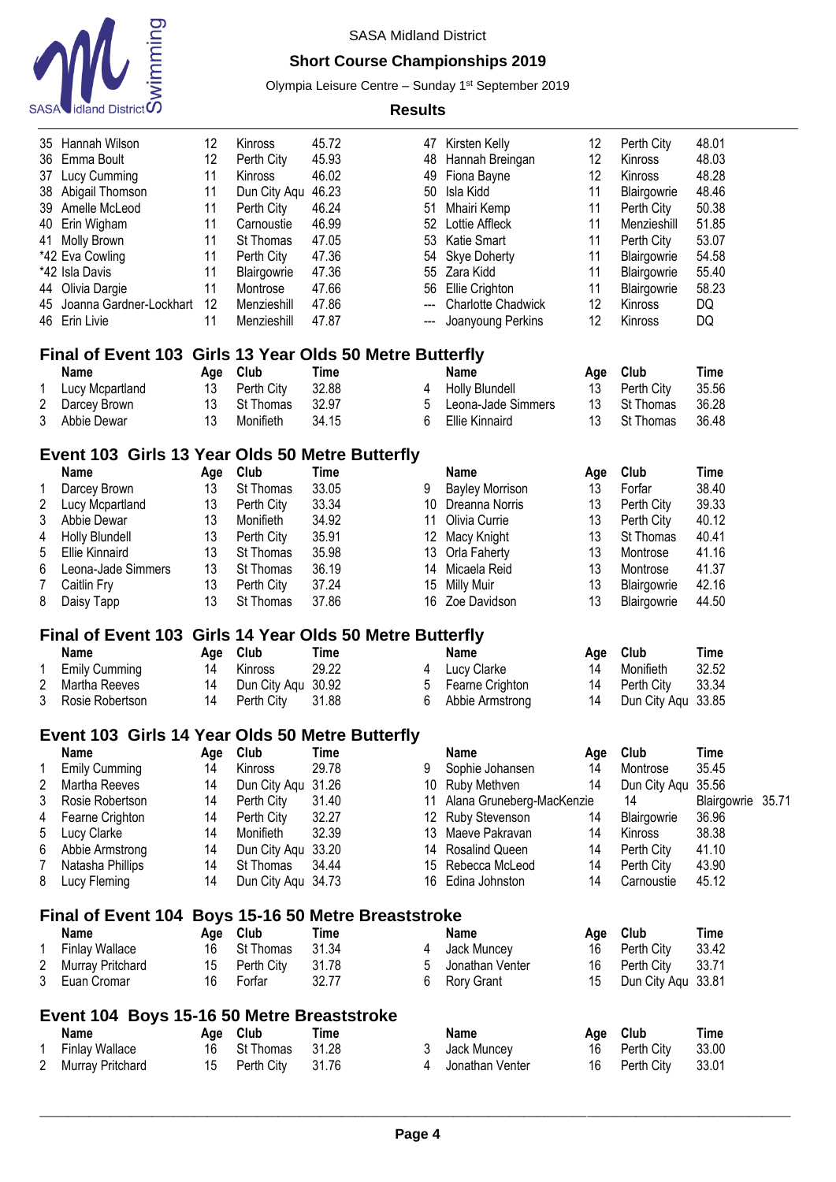SASA Midland District

**Short Course Championships 2019**

Olympia Leisure Centre – Sunday 1st September 2019

**Results**

| | Name | Age | Club | Time | | Name | Age | Club | Time |
|---|---|---|---|---|---|---|---|---|---|
| 35 | Hannah Wilson | 12 | Kinross | 45.72 | 47 | Kirsten Kelly | 12 | Perth City | 48.01 |
| 36 | Emma Boult | 12 | Perth City | 45.93 | 48 | Hannah Breingan | 12 | Kinross | 48.03 |
| 37 | Lucy Cumming | 11 | Kinross | 46.02 | 49 | Fiona Bayne | 12 | Kinross | 48.28 |
| 38 | Abigail Thomson | 11 | Dun City Aqu | 46.23 | 50 | Isla Kidd | 11 | Blairgowrie | 48.46 |
| 39 | Amelle McLeod | 11 | Perth City | 46.24 | 51 | Mhairi Kemp | 11 | Perth City | 50.38 |
| 40 | Erin Wigham | 11 | Carnoustie | 46.99 | 52 | Lottie Affleck | 11 | Menzieshill | 51.85 |
| 41 | Molly Brown | 11 | St Thomas | 47.05 | 53 | Katie Smart | 11 | Perth City | 53.07 |
| *42 | Eva Cowling | 11 | Perth City | 47.36 | 54 | Skye Doherty | 11 | Blairgowrie | 54.58 |
| *42 | Isla Davis | 11 | Blairgowrie | 47.36 | 55 | Zara Kidd | 11 | Blairgowrie | 55.40 |
| 44 | Olivia Dargie | 11 | Montrose | 47.66 | 56 | Ellie Crighton | 11 | Blairgowrie | 58.23 |
| 45 | Joanna Gardner-Lockhart | 12 | Menzieshill | 47.86 | --- | Charlotte Chadwick | 12 | Kinross | DQ |
| 46 | Erin Livie | 11 | Menzieshill | 47.87 | --- | Joanyoung Perkins | 12 | Kinross | DQ |

## Final of Event 103 Girls 13 Year Olds 50 Metre Butterfly

| | Name | Age | Club | Time | | Name | Age | Club | Time |
|---|---|---|---|---|---|---|---|---|---|
| 1 | Lucy Mcpartland | 13 | Perth City | 32.88 | 4 | Holly Blundell | 13 | Perth City | 35.56 |
| 2 | Darcey Brown | 13 | St Thomas | 32.97 | 5 | Leona-Jade Simmers | 13 | St Thomas | 36.28 |
| 3 | Abbie Dewar | 13 | Monifieth | 34.15 | 6 | Ellie Kinnaird | 13 | St Thomas | 36.48 |

## Event 103 Girls 13 Year Olds 50 Metre Butterfly

| | Name | Age | Club | Time | | Name | Age | Club | Time |
|---|---|---|---|---|---|---|---|---|---|
| 1 | Darcey Brown | 13 | St Thomas | 33.05 | 9 | Bayley Morrison | 13 | Forfar | 38.40 |
| 2 | Lucy Mcpartland | 13 | Perth City | 33.34 | 10 | Dreanna Norris | 13 | Perth City | 39.33 |
| 3 | Abbie Dewar | 13 | Monifieth | 34.92 | 11 | Olivia Currie | 13 | Perth City | 40.12 |
| 4 | Holly Blundell | 13 | Perth City | 35.91 | 12 | Macy Knight | 13 | St Thomas | 40.41 |
| 5 | Ellie Kinnaird | 13 | St Thomas | 35.98 | 13 | Orla Faherty | 13 | Montrose | 41.16 |
| 6 | Leona-Jade Simmers | 13 | St Thomas | 36.19 | 14 | Micaela Reid | 13 | Montrose | 41.37 |
| 7 | Caitlin Fry | 13 | Perth City | 37.24 | 15 | Milly Muir | 13 | Blairgowrie | 42.16 |
| 8 | Daisy Tapp | 13 | St Thomas | 37.86 | 16 | Zoe Davidson | 13 | Blairgowrie | 44.50 |

## Final of Event 103 Girls 14 Year Olds 50 Metre Butterfly

| | Name | Age | Club | Time | | Name | Age | Club | Time |
|---|---|---|---|---|---|---|---|---|---|
| 1 | Emily Cumming | 14 | Kinross | 29.22 | 4 | Lucy Clarke | 14 | Monifieth | 32.52 |
| 2 | Martha Reeves | 14 | Dun City Aqu | 30.92 | 5 | Fearne Crighton | 14 | Perth City | 33.34 |
| 3 | Rosie Robertson | 14 | Perth City | 31.88 | 6 | Abbie Armstrong | 14 | Dun City Aqu | 33.85 |

## Event 103 Girls 14 Year Olds 50 Metre Butterfly

| | Name | Age | Club | Time | | Name | Age | Club | Time |
|---|---|---|---|---|---|---|---|---|---|
| 1 | Emily Cumming | 14 | Kinross | 29.78 | 9 | Sophie Johansen | 14 | Montrose | 35.45 |
| 2 | Martha Reeves | 14 | Dun City Aqu | 31.26 | 10 | Ruby Methven | 14 | Dun City Aqu | 35.56 |
| 3 | Rosie Robertson | 14 | Perth City | 31.40 | 11 | Alana Gruneberg-MacKenzie | 14 | Blairgowrie | 35.71 |
| 4 | Fearne Crighton | 14 | Perth City | 32.27 | 12 | Ruby Stevenson | 14 | Blairgowrie | 36.96 |
| 5 | Lucy Clarke | 14 | Monifieth | 32.39 | 13 | Maeve Pakravan | 14 | Kinross | 38.38 |
| 6 | Abbie Armstrong | 14 | Dun City Aqu | 33.20 | 14 | Rosalind Queen | 14 | Perth City | 41.10 |
| 7 | Natasha Phillips | 14 | St Thomas | 34.44 | 15 | Rebecca McLeod | 14 | Perth City | 43.90 |
| 8 | Lucy Fleming | 14 | Dun City Aqu | 34.73 | 16 | Edina Johnston | 14 | Carnoustie | 45.12 |

## Final of Event 104 Boys 15-16 50 Metre Breaststroke

| | Name | Age | Club | Time | | Name | Age | Club | Time |
|---|---|---|---|---|---|---|---|---|---|
| 1 | Finlay Wallace | 16 | St Thomas | 31.34 | 4 | Jack Muncey | 16 | Perth City | 33.42 |
| 2 | Murray Pritchard | 15 | Perth City | 31.78 | 5 | Jonathan Venter | 16 | Perth City | 33.71 |
| 3 | Euan Cromar | 16 | Forfar | 32.77 | 6 | Rory Grant | 15 | Dun City Aqu | 33.81 |

## Event 104 Boys 15-16 50 Metre Breaststroke

| | Name | Age | Club | Time | | Name | Age | Club | Time |
|---|---|---|---|---|---|---|---|---|---|
| 1 | Finlay Wallace | 16 | St Thomas | 31.28 | 3 | Jack Muncey | 16 | Perth City | 33.00 |
| 2 | Murray Pritchard | 15 | Perth City | 31.76 | 4 | Jonathan Venter | 16 | Perth City | 33.01 |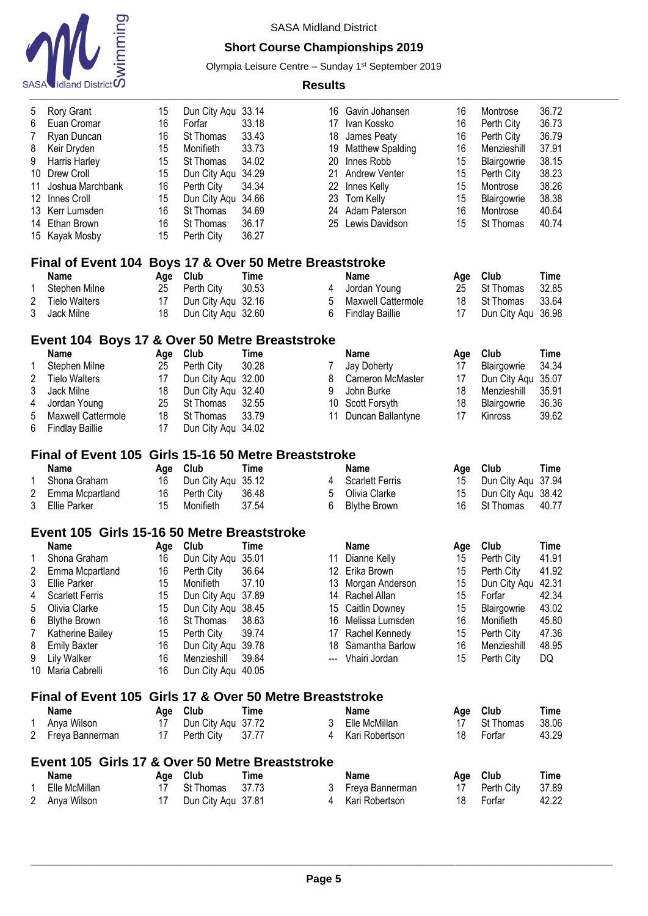SASA Midland District

**Short Course Championships 2019**

Olympia Leisure Centre – Sunday 1st September 2019

**Results**

| | Name | Age | Club | Time | | Name | Age | Club | Time |
|---|---|---|---|---|---|---|---|---|---|
| 5 | Rory Grant | 15 | Dun City Aqu | 33.14 | 16 | Gavin Johansen | 16 | Montrose | 36.72 |
| 6 | Euan Cromar | 16 | Forfar | 33.18 | 17 | Ivan Kossko | 16 | Perth City | 36.73 |
| 7 | Ryan Duncan | 16 | St Thomas | 33.43 | 18 | James Peaty | 16 | Perth City | 36.79 |
| 8 | Keir Dryden | 15 | Monifieth | 33.73 | 19 | Matthew Spalding | 16 | Menzieshill | 37.91 |
| 9 | Harris Harley | 15 | St Thomas | 34.02 | 20 | Innes Robb | 15 | Blairgowrie | 38.15 |
| 10 | Drew Croll | 15 | Dun City Aqu | 34.29 | 21 | Andrew Venter | 15 | Perth City | 38.23 |
| 11 | Joshua Marchbank | 16 | Perth City | 34.34 | 22 | Innes Kelly | 15 | Montrose | 38.26 |
| 12 | Innes Croll | 15 | Dun City Aqu | 34.66 | 23 | Tom Kelly | 15 | Blairgowrie | 38.38 |
| 13 | Kerr Lumsden | 16 | St Thomas | 34.69 | 24 | Adam Paterson | 16 | Montrose | 40.64 |
| 14 | Ethan Brown | 16 | St Thomas | 36.17 | 25 | Lewis Davidson | 15 | St Thomas | 40.74 |
| 15 | Kayak Mosby | 15 | Perth City | 36.27 | | | | | |

## Final of Event 104 Boys 17 & Over 50 Metre Breaststroke

| | Name | Age | Club | Time | | Name | Age | Club | Time |
|---|---|---|---|---|---|---|---|---|---|
| 1 | Stephen Milne | 25 | Perth City | 30.53 | 4 | Jordan Young | 25 | St Thomas | 32.85 |
| 2 | Tielo Walters | 17 | Dun City Aqu | 32.16 | 5 | Maxwell Cattermole | 18 | St Thomas | 33.64 |
| 3 | Jack Milne | 18 | Dun City Aqu | 32.60 | 6 | Findlay Baillie | 17 | Dun City Aqu | 36.98 |

## Event 104 Boys 17 & Over 50 Metre Breaststroke

| | Name | Age | Club | Time | | Name | Age | Club | Time |
|---|---|---|---|---|---|---|---|---|---|
| 1 | Stephen Milne | 25 | Perth City | 30.28 | 7 | Jay Doherty | 17 | Blairgowrie | 34.34 |
| 2 | Tielo Walters | 17 | Dun City Aqu | 32.00 | 8 | Cameron McMaster | 17 | Dun City Aqu | 35.07 |
| 3 | Jack Milne | 18 | Dun City Aqu | 32.40 | 9 | John Burke | 18 | Menzieshill | 35.91 |
| 4 | Jordan Young | 25 | St Thomas | 32.55 | 10 | Scott Forsyth | 18 | Blairgowrie | 36.36 |
| 5 | Maxwell Cattermole | 18 | St Thomas | 33.79 | 11 | Duncan Ballantyne | 17 | Kinross | 39.62 |
| 6 | Findlay Baillie | 17 | Dun City Aqu | 34.02 | | | | | |

## Final of Event 105 Girls 15-16 50 Metre Breaststroke

| | Name | Age | Club | Time | | Name | Age | Club | Time |
|---|---|---|---|---|---|---|---|---|---|
| 1 | Shona Graham | 16 | Dun City Aqu | 35.12 | 4 | Scarlett Ferris | 15 | Dun City Aqu | 37.94 |
| 2 | Emma Mcpartland | 16 | Perth City | 36.48 | 5 | Olivia Clarke | 15 | Dun City Aqu | 38.42 |
| 3 | Ellie Parker | 15 | Monifieth | 37.54 | 6 | Blythe Brown | 16 | St Thomas | 40.77 |

## Event 105 Girls 15-16 50 Metre Breaststroke

| | Name | Age | Club | Time | | Name | Age | Club | Time |
|---|---|---|---|---|---|---|---|---|---|
| 1 | Shona Graham | 16 | Dun City Aqu | 35.01 | 11 | Dianne Kelly | 15 | Perth City | 41.91 |
| 2 | Emma Mcpartland | 16 | Perth City | 36.64 | 12 | Erika Brown | 15 | Perth City | 41.92 |
| 3 | Ellie Parker | 15 | Monifieth | 37.10 | 13 | Morgan Anderson | 15 | Dun City Aqu | 42.31 |
| 4 | Scarlett Ferris | 15 | Dun City Aqu | 37.89 | 14 | Rachel Allan | 15 | Forfar | 42.34 |
| 5 | Olivia Clarke | 15 | Dun City Aqu | 38.45 | 15 | Caitlin Downey | 15 | Blairgowrie | 43.02 |
| 6 | Blythe Brown | 16 | St Thomas | 38.63 | 16 | Melissa Lumsden | 16 | Monifieth | 45.80 |
| 7 | Katherine Bailey | 15 | Perth City | 39.74 | 17 | Rachel Kennedy | 15 | Perth City | 47.36 |
| 8 | Emily Baxter | 16 | Dun City Aqu | 39.78 | 18 | Samantha Barlow | 16 | Menzieshill | 48.95 |
| 9 | Lily Walker | 16 | Menzieshill | 39.84 | --- | Vhairi Jordan | 15 | Perth City | DQ |
| 10 | Maria Cabrelli | 16 | Dun City Aqu | 40.05 | | | | | |

## Final of Event 105 Girls 17 & Over 50 Metre Breaststroke

| | Name | Age | Club | Time | | Name | Age | Club | Time |
|---|---|---|---|---|---|---|---|---|---|
| 1 | Anya Wilson | 17 | Dun City Aqu | 37.72 | 3 | Elle McMillan | 17 | St Thomas | 38.06 |
| 2 | Freya Bannerman | 17 | Perth City | 37.77 | 4 | Kari Robertson | 18 | Forfar | 43.29 |

## Event 105 Girls 17 & Over 50 Metre Breaststroke

| | Name | Age | Club | Time | | Name | Age | Club | Time |
|---|---|---|---|---|---|---|---|---|---|
| 1 | Elle McMillan | 17 | St Thomas | 37.73 | 3 | Freya Bannerman | 17 | Perth City | 37.89 |
| 2 | Anya Wilson | 17 | Dun City Aqu | 37.81 | 4 | Kari Robertson | 18 | Forfar | 42.22 |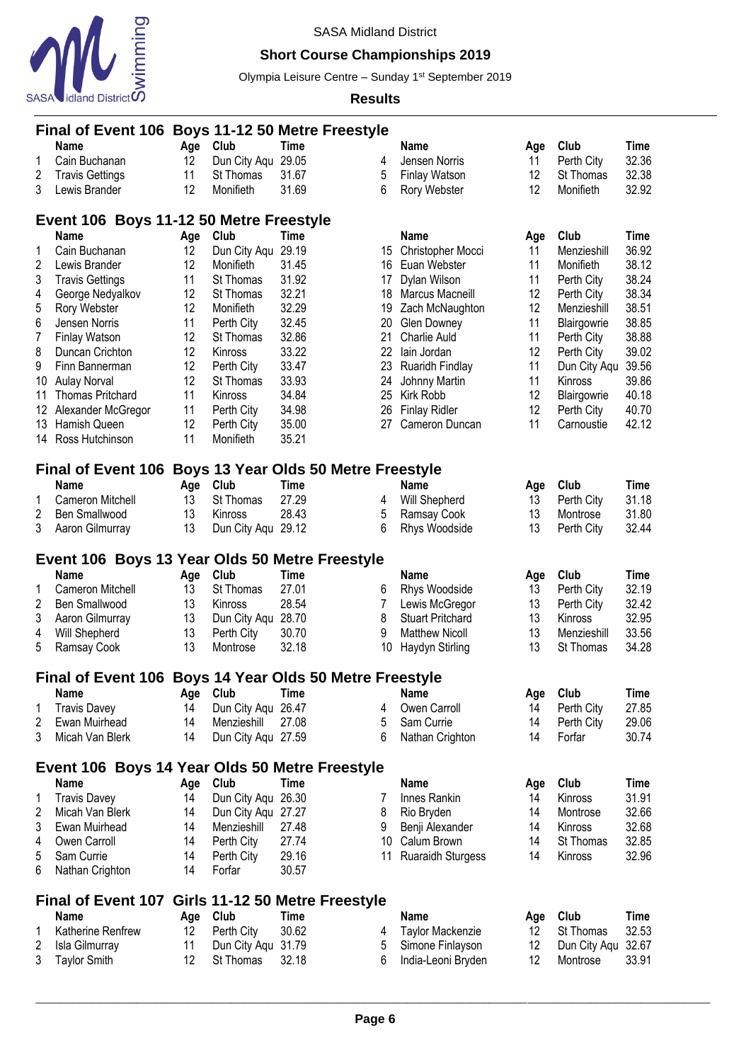SASA Midland District

**Short Course Championships 2019**

Olympia Leisure Centre – Sunday 1st September 2019

**Results**

## Final of Event 106 Boys 11-12 50 Metre Freestyle

| | Name | Age | Club | Time |
|---|---|---|---|---|
| 1 | Cain Buchanan | 12 | Dun City Aqu | 29.05 |
| 2 | Travis Gettings | 11 | St Thomas | 31.67 |
| 3 | Lewis Brander | 12 | Monifieth | 31.69 |
| 4 | Jensen Norris | 11 | Perth City | 32.36 |
| 5 | Finlay Watson | 12 | St Thomas | 32.38 |
| 6 | Rory Webster | 12 | Monifieth | 32.92 |

## Event 106 Boys 11-12 50 Metre Freestyle

| | Name | Age | Club | Time |
|---|---|---|---|---|
| 1 | Cain Buchanan | 12 | Dun City Aqu | 29.19 |
| 2 | Lewis Brander | 12 | Monifieth | 31.45 |
| 3 | Travis Gettings | 11 | St Thomas | 31.92 |
| 4 | George Nedyalkov | 12 | St Thomas | 32.21 |
| 5 | Rory Webster | 12 | Monifieth | 32.29 |
| 6 | Jensen Norris | 11 | Perth City | 32.45 |
| 7 | Finlay Watson | 12 | St Thomas | 32.86 |
| 8 | Duncan Crichton | 12 | Kinross | 33.22 |
| 9 | Finn Bannerman | 12 | Perth City | 33.47 |
| 10 | Aulay Norval | 12 | St Thomas | 33.93 |
| 11 | Thomas Pritchard | 11 | Kinross | 34.84 |
| 12 | Alexander McGregor | 11 | Perth City | 34.98 |
| 13 | Hamish Queen | 12 | Perth City | 35.00 |
| 14 | Ross Hutchinson | 11 | Monifieth | 35.21 |
| 15 | Christopher Mocci | 11 | Menzieshill | 36.92 |
| 16 | Euan Webster | 11 | Monifieth | 38.12 |
| 17 | Dylan Wilson | 11 | Perth City | 38.24 |
| 18 | Marcus Macneill | 12 | Perth City | 38.34 |
| 19 | Zach McNaughton | 12 | Menzieshill | 38.51 |
| 20 | Glen Downey | 11 | Blairgowrie | 38.85 |
| 21 | Charlie Auld | 11 | Perth City | 38.88 |
| 22 | Iain Jordan | 12 | Perth City | 39.02 |
| 23 | Ruaridh Findlay | 11 | Dun City Aqu | 39.56 |
| 24 | Johnny Martin | 11 | Kinross | 39.86 |
| 25 | Kirk Robb | 12 | Blairgowrie | 40.18 |
| 26 | Finlay Ridler | 12 | Perth City | 40.70 |
| 27 | Cameron Duncan | 11 | Carnoustie | 42.12 |

## Final of Event 106 Boys 13 Year Olds 50 Metre Freestyle

| | Name | Age | Club | Time |
|---|---|---|---|---|
| 1 | Cameron Mitchell | 13 | St Thomas | 27.29 |
| 2 | Ben Smallwood | 13 | Kinross | 28.43 |
| 3 | Aaron Gilmurray | 13 | Dun City Aqu | 29.12 |
| 4 | Will Shepherd | 13 | Perth City | 31.18 |
| 5 | Ramsay Cook | 13 | Montrose | 31.80 |
| 6 | Rhys Woodside | 13 | Perth City | 32.44 |

## Event 106 Boys 13 Year Olds 50 Metre Freestyle

| | Name | Age | Club | Time |
|---|---|---|---|---|
| 1 | Cameron Mitchell | 13 | St Thomas | 27.01 |
| 2 | Ben Smallwood | 13 | Kinross | 28.54 |
| 3 | Aaron Gilmurray | 13 | Dun City Aqu | 28.70 |
| 4 | Will Shepherd | 13 | Perth City | 30.70 |
| 5 | Ramsay Cook | 13 | Montrose | 32.18 |
| 6 | Rhys Woodside | 13 | Perth City | 32.19 |
| 7 | Lewis McGregor | 13 | Perth City | 32.42 |
| 8 | Stuart Pritchard | 13 | Kinross | 32.95 |
| 9 | Matthew Nicoll | 13 | Menzieshill | 33.56 |
| 10 | Haydyn Stirling | 13 | St Thomas | 34.28 |

## Final of Event 106 Boys 14 Year Olds 50 Metre Freestyle

| | Name | Age | Club | Time |
|---|---|---|---|---|
| 1 | Travis Davey | 14 | Dun City Aqu | 26.47 |
| 2 | Ewan Muirhead | 14 | Menzieshill | 27.08 |
| 3 | Micah Van Blerk | 14 | Dun City Aqu | 27.59 |
| 4 | Owen Carroll | 14 | Perth City | 27.85 |
| 5 | Sam Currie | 14 | Perth City | 29.06 |
| 6 | Nathan Crighton | 14 | Forfar | 30.74 |

## Event 106 Boys 14 Year Olds 50 Metre Freestyle

| | Name | Age | Club | Time |
|---|---|---|---|---|
| 1 | Travis Davey | 14 | Dun City Aqu | 26.30 |
| 2 | Micah Van Blerk | 14 | Dun City Aqu | 27.27 |
| 3 | Ewan Muirhead | 14 | Menzieshill | 27.48 |
| 4 | Owen Carroll | 14 | Perth City | 27.74 |
| 5 | Sam Currie | 14 | Perth City | 29.16 |
| 6 | Nathan Crighton | 14 | Forfar | 30.57 |
| 7 | Innes Rankin | 14 | Kinross | 31.91 |
| 8 | Rio Bryden | 14 | Montrose | 32.66 |
| 9 | Benji Alexander | 14 | Kinross | 32.68 |
| 10 | Calum Brown | 14 | St Thomas | 32.85 |
| 11 | Ruaraidh Sturgess | 14 | Kinross | 32.96 |

## Final of Event 107 Girls 11-12 50 Metre Freestyle

| | Name | Age | Club | Time |
|---|---|---|---|---|
| 1 | Katherine Renfrew | 12 | Perth City | 30.62 |
| 2 | Isla Gilmurray | 11 | Dun City Aqu | 31.79 |
| 3 | Taylor Smith | 12 | St Thomas | 32.18 |
| 4 | Taylor Mackenzie | 12 | St Thomas | 32.53 |
| 5 | Simone Finlayson | 12 | Dun City Aqu | 32.67 |
| 6 | India-Leoni Bryden | 12 | Montrose | 33.91 |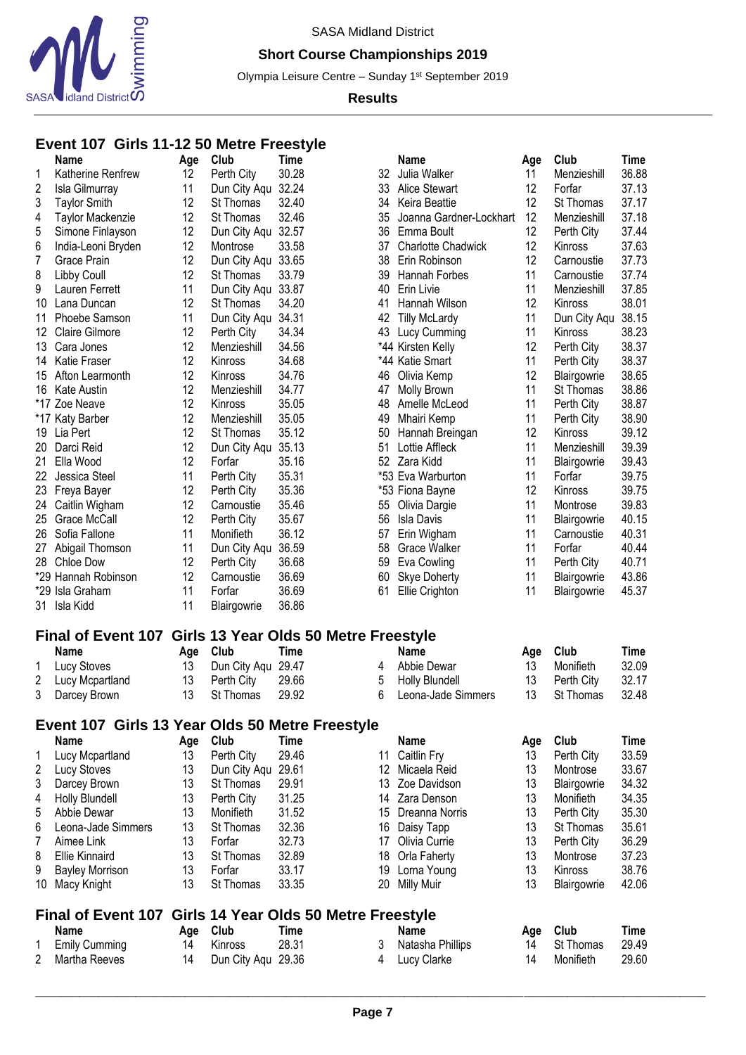SASA Midland District

**Short Course Championships 2019**

Olympia Leisure Centre – Sunday 1st September 2019

**Results**

## Event 107 Girls 11-12 50 Metre Freestyle

| | Name | Age | Club | Time |
|---|---|---|---|---|
| 1 | Katherine Renfrew | 12 | Perth City | 30.28 |
| 2 | Isla Gilmurray | 11 | Dun City Aqu | 32.24 |
| 3 | Taylor Smith | 12 | St Thomas | 32.40 |
| 4 | Taylor Mackenzie | 12 | St Thomas | 32.46 |
| 5 | Simone Finlayson | 12 | Dun City Aqu | 32.57 |
| 6 | India-Leoni Bryden | 12 | Montrose | 33.58 |
| 7 | Grace Prain | 12 | Dun City Aqu | 33.65 |
| 8 | Libby Coull | 12 | St Thomas | 33.79 |
| 9 | Lauren Ferrett | 11 | Dun City Aqu | 33.87 |
| 10 | Lana Duncan | 12 | St Thomas | 34.20 |
| 11 | Phoebe Samson | 11 | Dun City Aqu | 34.31 |
| 12 | Claire Gilmore | 12 | Perth City | 34.34 |
| 13 | Cara Jones | 12 | Menzieshill | 34.56 |
| 14 | Katie Fraser | 12 | Kinross | 34.68 |
| 15 | Afton Learmonth | 12 | Kinross | 34.76 |
| 16 | Kate Austin | 12 | Menzieshill | 34.77 |
| *17 | Zoe Neave | 12 | Kinross | 35.05 |
| *17 | Katy Barber | 12 | Menzieshill | 35.05 |
| 19 | Lia Pert | 12 | St Thomas | 35.12 |
| 20 | Darci Reid | 12 | Dun City Aqu | 35.13 |
| 21 | Ella Wood | 12 | Forfar | 35.16 |
| 22 | Jessica Steel | 11 | Perth City | 35.31 |
| 23 | Freya Bayer | 12 | Perth City | 35.36 |
| 24 | Caitlin Wigham | 12 | Carnoustie | 35.46 |
| 25 | Grace McCall | 12 | Perth City | 35.67 |
| 26 | Sofia Fallone | 11 | Monifieth | 36.12 |
| 27 | Abigail Thomson | 11 | Dun City Aqu | 36.59 |
| 28 | Chloe Dow | 12 | Perth City | 36.68 |
| *29 | Hannah Robinson | 12 | Carnoustie | 36.69 |
| *29 | Isla Graham | 11 | Forfar | 36.69 |
| 31 | Isla Kidd | 11 | Blairgowrie | 36.86 |
| 32 | Julia Walker | 11 | Menzieshill | 36.88 |
| 33 | Alice Stewart | 12 | Forfar | 37.13 |
| 34 | Keira Beattie | 12 | St Thomas | 37.17 |
| 35 | Joanna Gardner-Lockhart | 12 | Menzieshill | 37.18 |
| 36 | Emma Boult | 12 | Perth City | 37.44 |
| 37 | Charlotte Chadwick | 12 | Kinross | 37.63 |
| 38 | Erin Robinson | 12 | Carnoustie | 37.73 |
| 39 | Hannah Forbes | 11 | Carnoustie | 37.74 |
| 40 | Erin Livie | 11 | Menzieshill | 37.85 |
| 41 | Hannah Wilson | 12 | Kinross | 38.01 |
| 42 | Tilly McLardy | 11 | Dun City Aqu | 38.15 |
| 43 | Lucy Cumming | 11 | Kinross | 38.23 |
| *44 | Kirsten Kelly | 12 | Perth City | 38.37 |
| *44 | Katie Smart | 11 | Perth City | 38.37 |
| 46 | Olivia Kemp | 12 | Blairgowrie | 38.65 |
| 47 | Molly Brown | 11 | St Thomas | 38.86 |
| 48 | Amelle McLeod | 11 | Perth City | 38.87 |
| 49 | Mhairi Kemp | 11 | Perth City | 38.90 |
| 50 | Hannah Breingan | 12 | Kinross | 39.12 |
| 51 | Lottie Affleck | 11 | Menzieshill | 39.39 |
| 52 | Zara Kidd | 11 | Blairgowrie | 39.43 |
| *53 | Eva Warburton | 11 | Forfar | 39.75 |
| *53 | Fiona Bayne | 12 | Kinross | 39.75 |
| 55 | Olivia Dargie | 11 | Montrose | 39.83 |
| 56 | Isla Davis | 11 | Blairgowrie | 40.15 |
| 57 | Erin Wigham | 11 | Carnoustie | 40.31 |
| 58 | Grace Walker | 11 | Forfar | 40.44 |
| 59 | Eva Cowling | 11 | Perth City | 40.71 |
| 60 | Skye Doherty | 11 | Blairgowrie | 43.86 |
| 61 | Ellie Crighton | 11 | Blairgowrie | 45.37 |

## Final of Event 107 Girls 13 Year Olds 50 Metre Freestyle

| | Name | Age | Club | Time |
|---|---|---|---|---|
| 1 | Lucy Stoves | 13 | Dun City Aqu | 29.47 |
| 2 | Lucy Mcpartland | 13 | Perth City | 29.66 |
| 3 | Darcey Brown | 13 | St Thomas | 29.92 |
| 4 | Abbie Dewar | 13 | Monifieth | 32.09 |
| 5 | Holly Blundell | 13 | Perth City | 32.17 |
| 6 | Leona-Jade Simmers | 13 | St Thomas | 32.48 |

## Event 107 Girls 13 Year Olds 50 Metre Freestyle

| | Name | Age | Club | Time |
|---|---|---|---|---|
| 1 | Lucy Mcpartland | 13 | Perth City | 29.46 |
| 2 | Lucy Stoves | 13 | Dun City Aqu | 29.61 |
| 3 | Darcey Brown | 13 | St Thomas | 29.91 |
| 4 | Holly Blundell | 13 | Perth City | 31.25 |
| 5 | Abbie Dewar | 13 | Monifieth | 31.52 |
| 6 | Leona-Jade Simmers | 13 | St Thomas | 32.36 |
| 7 | Aimee Link | 13 | Forfar | 32.73 |
| 8 | Ellie Kinnaird | 13 | St Thomas | 32.89 |
| 9 | Bayley Morrison | 13 | Forfar | 33.17 |
| 10 | Macy Knight | 13 | St Thomas | 33.35 |
| 11 | Caitlin Fry | 13 | Perth City | 33.59 |
| 12 | Micaela Reid | 13 | Montrose | 33.67 |
| 13 | Zoe Davidson | 13 | Blairgowrie | 34.32 |
| 14 | Zara Denson | 13 | Monifieth | 34.35 |
| 15 | Dreanna Norris | 13 | Perth City | 35.30 |
| 16 | Daisy Tapp | 13 | St Thomas | 35.61 |
| 17 | Olivia Currie | 13 | Perth City | 36.29 |
| 18 | Orla Faherty | 13 | Montrose | 37.23 |
| 19 | Lorna Young | 13 | Kinross | 38.76 |
| 20 | Milly Muir | 13 | Blairgowrie | 42.06 |

## Final of Event 107 Girls 14 Year Olds 50 Metre Freestyle

| | Name | Age | Club | Time |
|---|---|---|---|---|
| 1 | Emily Cumming | 14 | Kinross | 28.31 |
| 2 | Martha Reeves | 14 | Dun City Aqu | 29.36 |
| 3 | Natasha Phillips | 14 | St Thomas | 29.49 |
| 4 | Lucy Clarke | 14 | Monifieth | 29.60 |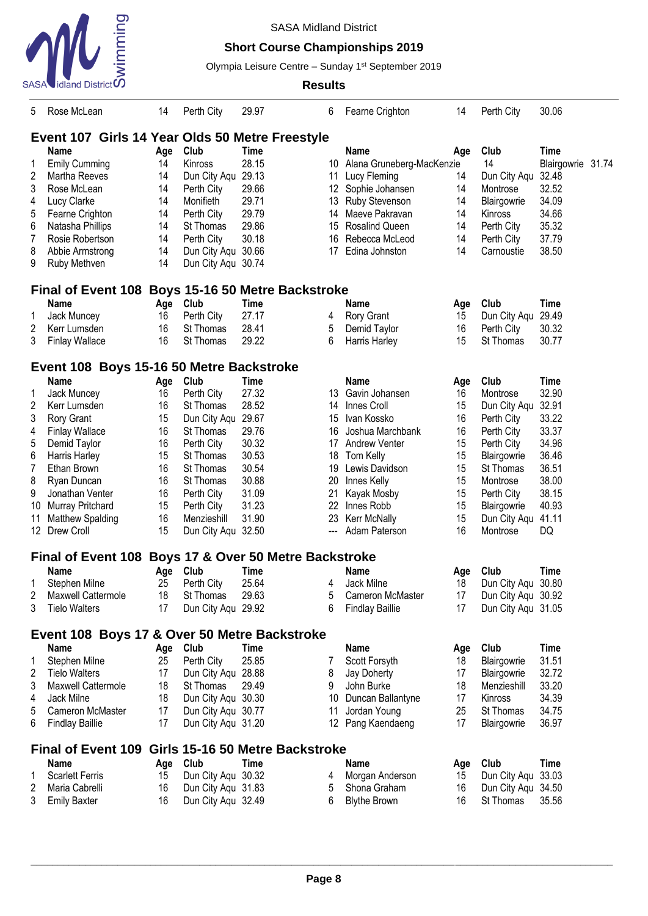| | Name | Age | Club | Time | | Name | Age | Club | Time |
|---|---|---|---|---|---|---|---|---|---|
| 5 | Rose McLean | 14 | Perth City | 29.97 | 6 | Fearne Crighton | 14 | Perth City | 30.06 |

## Event 107 Girls 14 Year Olds 50 Metre Freestyle

| | Name | Age | Club | Time | | Name | Age | Club | Time |
|---|---|---|---|---|---|---|---|---|---|
| 1 | Emily Cumming | 14 | Kinross | 28.15 | 10 | Alana Gruneberg-MacKenzie | 14 | Blairgowrie | 31.74 |
| 2 | Martha Reeves | 14 | Dun City Aqu | 29.13 | 11 | Lucy Fleming | 14 | Dun City Aqu | 32.48 |
| 3 | Rose McLean | 14 | Perth City | 29.66 | 12 | Sophie Johansen | 14 | Montrose | 32.52 |
| 4 | Lucy Clarke | 14 | Monifieth | 29.71 | 13 | Ruby Stevenson | 14 | Blairgowrie | 34.09 |
| 5 | Fearne Crighton | 14 | Perth City | 29.79 | 14 | Maeve Pakravan | 14 | Kinross | 34.66 |
| 6 | Natasha Phillips | 14 | St Thomas | 29.86 | 15 | Rosalind Queen | 14 | Perth City | 35.32 |
| 7 | Rosie Robertson | 14 | Perth City | 30.18 | 16 | Rebecca McLeod | 14 | Perth City | 37.79 |
| 8 | Abbie Armstrong | 14 | Dun City Aqu | 30.66 | 17 | Edina Johnston | 14 | Carnoustie | 38.50 |
| 9 | Ruby Methven | 14 | Dun City Aqu | 30.74 | | | | | |

## Final of Event 108 Boys 15-16 50 Metre Backstroke

| | Name | Age | Club | Time | | Name | Age | Club | Time |
|---|---|---|---|---|---|---|---|---|---|
| 1 | Jack Muncey | 16 | Perth City | 27.17 | 4 | Rory Grant | 15 | Dun City Aqu | 29.49 |
| 2 | Kerr Lumsden | 16 | St Thomas | 28.41 | 5 | Demid Taylor | 16 | Perth City | 30.32 |
| 3 | Finlay Wallace | 16 | St Thomas | 29.22 | 6 | Harris Harley | 15 | St Thomas | 30.77 |

## Event 108 Boys 15-16 50 Metre Backstroke

| | Name | Age | Club | Time | | Name | Age | Club | Time |
|---|---|---|---|---|---|---|---|---|---|
| 1 | Jack Muncey | 16 | Perth City | 27.32 | 13 | Gavin Johansen | 16 | Montrose | 32.90 |
| 2 | Kerr Lumsden | 16 | St Thomas | 28.52 | 14 | Innes Croll | 15 | Dun City Aqu | 32.91 |
| 3 | Rory Grant | 15 | Dun City Aqu | 29.67 | 15 | Ivan Kossko | 16 | Perth City | 33.22 |
| 4 | Finlay Wallace | 16 | St Thomas | 29.76 | 16 | Joshua Marchbank | 16 | Perth City | 33.37 |
| 5 | Demid Taylor | 16 | Perth City | 30.32 | 17 | Andrew Venter | 15 | Perth City | 34.96 |
| 6 | Harris Harley | 15 | St Thomas | 30.53 | 18 | Tom Kelly | 15 | Blairgowrie | 36.46 |
| 7 | Ethan Brown | 16 | St Thomas | 30.54 | 19 | Lewis Davidson | 15 | St Thomas | 36.51 |
| 8 | Ryan Duncan | 16 | St Thomas | 30.88 | 20 | Innes Kelly | 15 | Montrose | 38.00 |
| 9 | Jonathan Venter | 16 | Perth City | 31.09 | 21 | Kayak Mosby | 15 | Perth City | 38.15 |
| 10 | Murray Pritchard | 15 | Perth City | 31.23 | 22 | Innes Robb | 15 | Blairgowrie | 40.93 |
| 11 | Matthew Spalding | 16 | Menzieshill | 31.90 | 23 | Kerr McNally | 15 | Dun City Aqu | 41.11 |
| 12 | Drew Croll | 15 | Dun City Aqu | 32.50 | --- | Adam Paterson | 16 | Montrose | DQ |

## Final of Event 108 Boys 17 & Over 50 Metre Backstroke

| | Name | Age | Club | Time | | Name | Age | Club | Time |
|---|---|---|---|---|---|---|---|---|---|
| 1 | Stephen Milne | 25 | Perth City | 25.64 | 4 | Jack Milne | 18 | Dun City Aqu | 30.80 |
| 2 | Maxwell Cattermole | 18 | St Thomas | 29.63 | 5 | Cameron McMaster | 17 | Dun City Aqu | 30.92 |
| 3 | Tielo Walters | 17 | Dun City Aqu | 29.92 | 6 | Findlay Baillie | 17 | Dun City Aqu | 31.05 |

## Event 108 Boys 17 & Over 50 Metre Backstroke

| | Name | Age | Club | Time | | Name | Age | Club | Time |
|---|---|---|---|---|---|---|---|---|---|
| 1 | Stephen Milne | 25 | Perth City | 25.85 | 7 | Scott Forsyth | 18 | Blairgowrie | 31.51 |
| 2 | Tielo Walters | 17 | Dun City Aqu | 28.88 | 8 | Jay Doherty | 17 | Blairgowrie | 32.72 |
| 3 | Maxwell Cattermole | 18 | St Thomas | 29.49 | 9 | John Burke | 18 | Menzieshill | 33.20 |
| 4 | Jack Milne | 18 | Dun City Aqu | 30.30 | 10 | Duncan Ballantyne | 17 | Kinross | 34.39 |
| 5 | Cameron McMaster | 17 | Dun City Aqu | 30.77 | 11 | Jordan Young | 25 | St Thomas | 34.75 |
| 6 | Findlay Baillie | 17 | Dun City Aqu | 31.20 | 12 | Pang Kaendaeng | 17 | Blairgowrie | 36.97 |

## Final of Event 109 Girls 15-16 50 Metre Backstroke

| | Name | Age | Club | Time | | Name | Age | Club | Time |
|---|---|---|---|---|---|---|---|---|---|
| 1 | Scarlett Ferris | 15 | Dun City Aqu | 30.32 | 4 | Morgan Anderson | 15 | Dun City Aqu | 33.03 |
| 2 | Maria Cabrelli | 16 | Dun City Aqu | 31.83 | 5 | Shona Graham | 16 | Dun City Aqu | 34.50 |
| 3 | Emily Baxter | 16 | Dun City Aqu | 32.49 | 6 | Blythe Brown | 16 | St Thomas | 35.56 |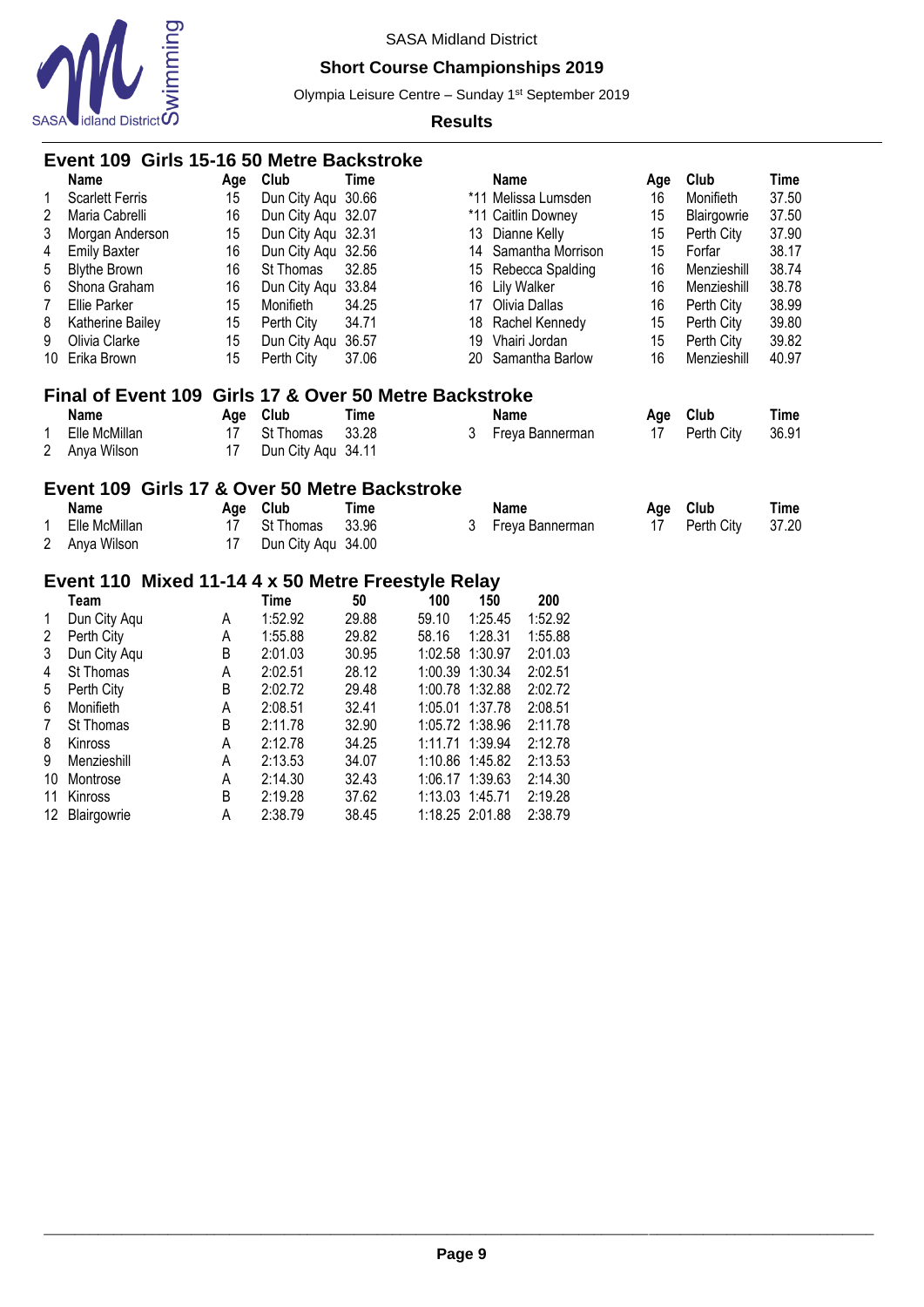SASA Midland District

**Short Course Championships 2019**

Olympia Leisure Centre – Sunday 1st September 2019

**Results**

## Event 109 Girls 15-16 50 Metre Backstroke

| | Name | Age | Club | Time |
|---|---|---|---|---|
| 1 | Scarlett Ferris | 15 | Dun City Aqu | 30.66 |
| 2 | Maria Cabrelli | 16 | Dun City Aqu | 32.07 |
| 3 | Morgan Anderson | 15 | Dun City Aqu | 32.31 |
| 4 | Emily Baxter | 16 | Dun City Aqu | 32.56 |
| 5 | Blythe Brown | 16 | St Thomas | 32.85 |
| 6 | Shona Graham | 16 | Dun City Aqu | 33.84 |
| 7 | Ellie Parker | 15 | Monifieth | 34.25 |
| 8 | Katherine Bailey | 15 | Perth City | 34.71 |
| 9 | Olivia Clarke | 15 | Dun City Aqu | 36.57 |
| 10 | Erika Brown | 15 | Perth City | 37.06 |
| *11 | Melissa Lumsden | 16 | Monifieth | 37.50 |
| *11 | Caitlin Downey | 15 | Blairgowrie | 37.50 |
| 13 | Dianne Kelly | 15 | Perth City | 37.90 |
| 14 | Samantha Morrison | 15 | Forfar | 38.17 |
| 15 | Rebecca Spalding | 16 | Menzieshill | 38.74 |
| 16 | Lily Walker | 16 | Menzieshill | 38.78 |
| 17 | Olivia Dallas | 16 | Perth City | 38.99 |
| 18 | Rachel Kennedy | 15 | Perth City | 39.80 |
| 19 | Vhairi Jordan | 15 | Perth City | 39.82 |
| 20 | Samantha Barlow | 16 | Menzieshill | 40.97 |

## Final of Event 109 Girls 17 & Over 50 Metre Backstroke

| | Name | Age | Club | Time |
|---|---|---|---|---|
| 1 | Elle McMillan | 17 | St Thomas | 33.28 |
| 2 | Anya Wilson | 17 | Dun City Aqu | 34.11 |
| 3 | Freya Bannerman | 17 | Perth City | 36.91 |

## Event 109 Girls 17 & Over 50 Metre Backstroke

| | Name | Age | Club | Time |
|---|---|---|---|---|
| 1 | Elle McMillan | 17 | St Thomas | 33.96 |
| 2 | Anya Wilson | 17 | Dun City Aqu | 34.00 |
| 3 | Freya Bannerman | 17 | Perth City | 37.20 |

## Event 110 Mixed 11-14 4 x 50 Metre Freestyle Relay

| | Team | | Time | 50 | 100 | 150 | 200 |
|---|---|---|---|---|---|---|---|
| 1 | Dun City Aqu | A | 1:52.92 | 29.88 | 59.10 | 1:25.45 | 1:52.92 |
| 2 | Perth City | A | 1:55.88 | 29.82 | 58.16 | 1:28.31 | 1:55.88 |
| 3 | Dun City Aqu | B | 2:01.03 | 30.95 | 1:02.58 | 1:30.97 | 2:01.03 |
| 4 | St Thomas | A | 2:02.51 | 28.12 | 1:00.39 | 1:30.34 | 2:02.51 |
| 5 | Perth City | B | 2:02.72 | 29.48 | 1:00.78 | 1:32.88 | 2:02.72 |
| 6 | Monifieth | A | 2:08.51 | 32.41 | 1:05.01 | 1:37.78 | 2:08.51 |
| 7 | St Thomas | B | 2:11.78 | 32.90 | 1:05.72 | 1:38.96 | 2:11.78 |
| 8 | Kinross | A | 2:12.78 | 34.25 | 1:11.71 | 1:39.94 | 2:12.78 |
| 9 | Menzieshill | A | 2:13.53 | 34.07 | 1:10.86 | 1:45.82 | 2:13.53 |
| 10 | Montrose | A | 2:14.30 | 32.43 | 1:06.17 | 1:39.63 | 2:14.30 |
| 11 | Kinross | B | 2:19.28 | 37.62 | 1:13.03 | 1:45.71 | 2:19.28 |
| 12 | Blairgowrie | A | 2:38.79 | 38.45 | 1:18.25 | 2:01.88 | 2:38.79 |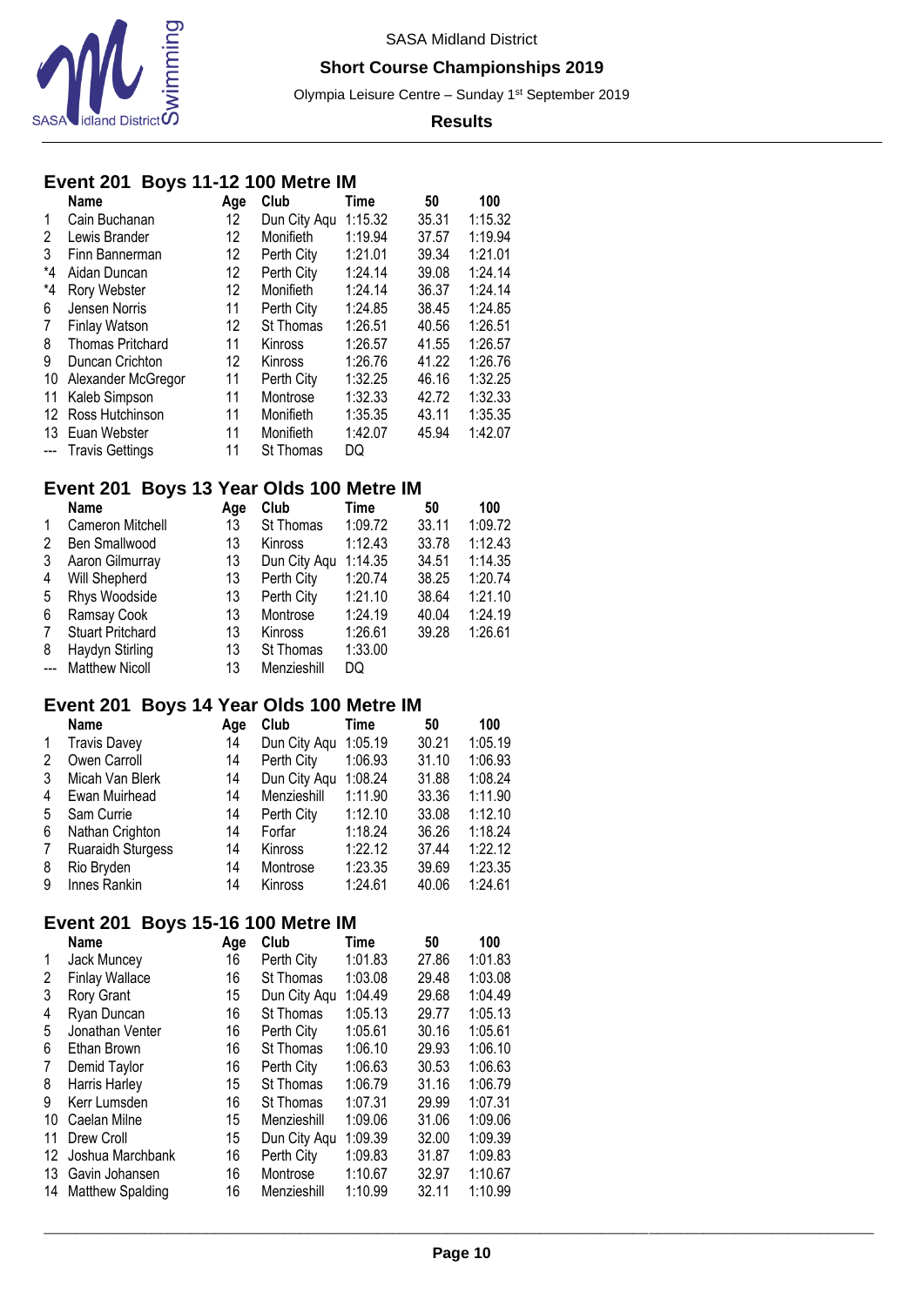SASA Midland District

**Short Course Championships 2019**

Olympia Leisure Centre – Sunday 1st September 2019

**Results**

## Event 201 Boys 11-12 100 Metre IM

| | Name | Age | Club | Time | 50 | 100 |
|---|---|---|---|---|---|---|
| 1 | Cain Buchanan | 12 | Dun City Aqu | 1:15.32 | 35.31 | 1:15.32 |
| 2 | Lewis Brander | 12 | Monifieth | 1:19.94 | 37.57 | 1:19.94 |
| 3 | Finn Bannerman | 12 | Perth City | 1:21.01 | 39.34 | 1:21.01 |
| *4 | Aidan Duncan | 12 | Perth City | 1:24.14 | 39.08 | 1:24.14 |
| *4 | Rory Webster | 12 | Monifieth | 1:24.14 | 36.37 | 1:24.14 |
| 6 | Jensen Norris | 11 | Perth City | 1:24.85 | 38.45 | 1:24.85 |
| 7 | Finlay Watson | 12 | St Thomas | 1:26.51 | 40.56 | 1:26.51 |
| 8 | Thomas Pritchard | 11 | Kinross | 1:26.57 | 41.55 | 1:26.57 |
| 9 | Duncan Crichton | 12 | Kinross | 1:26.76 | 41.22 | 1:26.76 |
| 10 | Alexander McGregor | 11 | Perth City | 1:32.25 | 46.16 | 1:32.25 |
| 11 | Kaleb Simpson | 11 | Montrose | 1:32.33 | 42.72 | 1:32.33 |
| 12 | Ross Hutchinson | 11 | Monifieth | 1:35.35 | 43.11 | 1:35.35 |
| 13 | Euan Webster | 11 | Monifieth | 1:42.07 | 45.94 | 1:42.07 |
| --- | Travis Gettings | 11 | St Thomas | DQ | | |

## Event 201 Boys 13 Year Olds 100 Metre IM

| | Name | Age | Club | Time | 50 | 100 |
|---|---|---|---|---|---|---|
| 1 | Cameron Mitchell | 13 | St Thomas | 1:09.72 | 33.11 | 1:09.72 |
| 2 | Ben Smallwood | 13 | Kinross | 1:12.43 | 33.78 | 1:12.43 |
| 3 | Aaron Gilmurray | 13 | Dun City Aqu | 1:14.35 | 34.51 | 1:14.35 |
| 4 | Will Shepherd | 13 | Perth City | 1:20.74 | 38.25 | 1:20.74 |
| 5 | Rhys Woodside | 13 | Perth City | 1:21.10 | 38.64 | 1:21.10 |
| 6 | Ramsay Cook | 13 | Montrose | 1:24.19 | 40.04 | 1:24.19 |
| 7 | Stuart Pritchard | 13 | Kinross | 1:26.61 | 39.28 | 1:26.61 |
| 8 | Haydyn Stirling | 13 | St Thomas | 1:33.00 | | |
| --- | Matthew Nicoll | 13 | Menzieshill | DQ | | |

## Event 201 Boys 14 Year Olds 100 Metre IM

| | Name | Age | Club | Time | 50 | 100 |
|---|---|---|---|---|---|---|
| 1 | Travis Davey | 14 | Dun City Aqu | 1:05.19 | 30.21 | 1:05.19 |
| 2 | Owen Carroll | 14 | Perth City | 1:06.93 | 31.10 | 1:06.93 |
| 3 | Micah Van Blerk | 14 | Dun City Aqu | 1:08.24 | 31.88 | 1:08.24 |
| 4 | Ewan Muirhead | 14 | Menzieshill | 1:11.90 | 33.36 | 1:11.90 |
| 5 | Sam Currie | 14 | Perth City | 1:12.10 | 33.08 | 1:12.10 |
| 6 | Nathan Crighton | 14 | Forfar | 1:18.24 | 36.26 | 1:18.24 |
| 7 | Ruaraidh Sturgess | 14 | Kinross | 1:22.12 | 37.44 | 1:22.12 |
| 8 | Rio Bryden | 14 | Montrose | 1:23.35 | 39.69 | 1:23.35 |
| 9 | Innes Rankin | 14 | Kinross | 1:24.61 | 40.06 | 1:24.61 |

## Event 201 Boys 15-16 100 Metre IM

| | Name | Age | Club | Time | 50 | 100 |
|---|---|---|---|---|---|---|
| 1 | Jack Muncey | 16 | Perth City | 1:01.83 | 27.86 | 1:01.83 |
| 2 | Finlay Wallace | 16 | St Thomas | 1:03.08 | 29.48 | 1:03.08 |
| 3 | Rory Grant | 15 | Dun City Aqu | 1:04.49 | 29.68 | 1:04.49 |
| 4 | Ryan Duncan | 16 | St Thomas | 1:05.13 | 29.77 | 1:05.13 |
| 5 | Jonathan Venter | 16 | Perth City | 1:05.61 | 30.16 | 1:05.61 |
| 6 | Ethan Brown | 16 | St Thomas | 1:06.10 | 29.93 | 1:06.10 |
| 7 | Demid Taylor | 16 | Perth City | 1:06.63 | 30.53 | 1:06.63 |
| 8 | Harris Harley | 15 | St Thomas | 1:06.79 | 31.16 | 1:06.79 |
| 9 | Kerr Lumsden | 16 | St Thomas | 1:07.31 | 29.99 | 1:07.31 |
| 10 | Caelan Milne | 15 | Menzieshill | 1:09.06 | 31.06 | 1:09.06 |
| 11 | Drew Croll | 15 | Dun City Aqu | 1:09.39 | 32.00 | 1:09.39 |
| 12 | Joshua Marchbank | 16 | Perth City | 1:09.83 | 31.87 | 1:09.83 |
| 13 | Gavin Johansen | 16 | Montrose | 1:10.67 | 32.97 | 1:10.67 |
| 14 | Matthew Spalding | 16 | Menzieshill | 1:10.99 | 32.11 | 1:10.99 |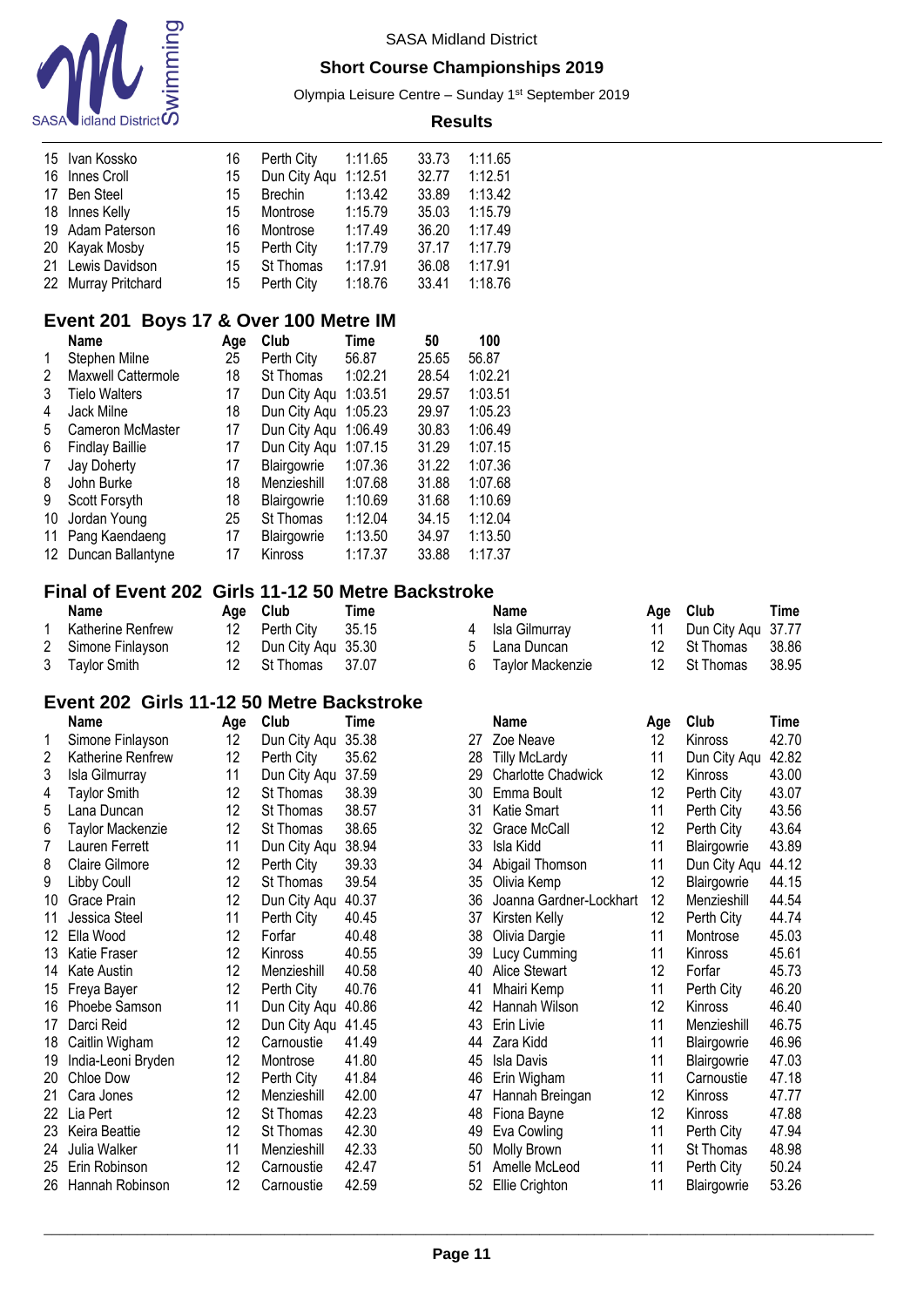| | Name | Age | Club | Time | 50 | 100 |
|---|---|---|---|---|---|---|
| 15 | Ivan Kossko | 16 | Perth City | 1:11.65 | 33.73 | 1:11.65 |
| 16 | Innes Croll | 15 | Dun City Aqu | 1:12.51 | 32.77 | 1:12.51 |
| 17 | Ben Steel | 15 | Brechin | 1:13.42 | 33.89 | 1:13.42 |
| 18 | Innes Kelly | 15 | Montrose | 1:15.79 | 35.03 | 1:15.79 |
| 19 | Adam Paterson | 16 | Montrose | 1:17.49 | 36.20 | 1:17.49 |
| 20 | Kayak Mosby | 15 | Perth City | 1:17.79 | 37.17 | 1:17.79 |
| 21 | Lewis Davidson | 15 | St Thomas | 1:17.91 | 36.08 | 1:17.91 |
| 22 | Murray Pritchard | 15 | Perth City | 1:18.76 | 33.41 | 1:18.76 |

## Event 201 Boys 17 & Over 100 Metre IM

| | Name | Age | Club | Time | 50 | 100 |
|---|---|---|---|---|---|---|
| 1 | Stephen Milne | 25 | Perth City | 56.87 | 25.65 | 56.87 |
| 2 | Maxwell Cattermole | 18 | St Thomas | 1:02.21 | 28.54 | 1:02.21 |
| 3 | Tielo Walters | 17 | Dun City Aqu | 1:03.51 | 29.57 | 1:03.51 |
| 4 | Jack Milne | 18 | Dun City Aqu | 1:05.23 | 29.97 | 1:05.23 |
| 5 | Cameron McMaster | 17 | Dun City Aqu | 1:06.49 | 30.83 | 1:06.49 |
| 6 | Findlay Baillie | 17 | Dun City Aqu | 1:07.15 | 31.29 | 1:07.15 |
| 7 | Jay Doherty | 17 | Blairgowrie | 1:07.36 | 31.22 | 1:07.36 |
| 8 | John Burke | 18 | Menzieshill | 1:07.68 | 31.88 | 1:07.68 |
| 9 | Scott Forsyth | 18 | Blairgowrie | 1:10.69 | 31.68 | 1:10.69 |
| 10 | Jordan Young | 25 | St Thomas | 1:12.04 | 34.15 | 1:12.04 |
| 11 | Pang Kaendaeng | 17 | Blairgowrie | 1:13.50 | 34.97 | 1:13.50 |
| 12 | Duncan Ballantyne | 17 | Kinross | 1:17.37 | 33.88 | 1:17.37 |

## Final of Event 202 Girls 11-12 50 Metre Backstroke

| | Name | Age | Club | Time |
|---|---|---|---|---|
| 1 | Katherine Renfrew | 12 | Perth City | 35.15 |
| 2 | Simone Finlayson | 12 | Dun City Aqu | 35.30 |
| 3 | Taylor Smith | 12 | St Thomas | 37.07 |
| 4 | Isla Gilmurray | 11 | Dun City Aqu | 37.77 |
| 5 | Lana Duncan | 12 | St Thomas | 38.86 |
| 6 | Taylor Mackenzie | 12 | St Thomas | 38.95 |

## Event 202 Girls 11-12 50 Metre Backstroke

| | Name | Age | Club | Time |
|---|---|---|---|---|
| 1 | Simone Finlayson | 12 | Dun City Aqu | 35.38 |
| 2 | Katherine Renfrew | 12 | Perth City | 35.62 |
| 3 | Isla Gilmurray | 11 | Dun City Aqu | 37.59 |
| 4 | Taylor Smith | 12 | St Thomas | 38.39 |
| 5 | Lana Duncan | 12 | St Thomas | 38.57 |
| 6 | Taylor Mackenzie | 12 | St Thomas | 38.65 |
| 7 | Lauren Ferrett | 11 | Dun City Aqu | 38.94 |
| 8 | Claire Gilmore | 12 | Perth City | 39.33 |
| 9 | Libby Coull | 12 | St Thomas | 39.54 |
| 10 | Grace Prain | 12 | Dun City Aqu | 40.37 |
| 11 | Jessica Steel | 11 | Perth City | 40.45 |
| 12 | Ella Wood | 12 | Forfar | 40.48 |
| 13 | Katie Fraser | 12 | Kinross | 40.55 |
| 14 | Kate Austin | 12 | Menzieshill | 40.58 |
| 15 | Freya Bayer | 12 | Perth City | 40.76 |
| 16 | Phoebe Samson | 11 | Dun City Aqu | 40.86 |
| 17 | Darci Reid | 12 | Dun City Aqu | 41.45 |
| 18 | Caitlin Wigham | 12 | Carnoustie | 41.49 |
| 19 | India-Leoni Bryden | 12 | Montrose | 41.80 |
| 20 | Chloe Dow | 12 | Perth City | 41.84 |
| 21 | Cara Jones | 12 | Menzieshill | 42.00 |
| 22 | Lia Pert | 12 | St Thomas | 42.23 |
| 23 | Keira Beattie | 12 | St Thomas | 42.30 |
| 24 | Julia Walker | 11 | Menzieshill | 42.33 |
| 25 | Erin Robinson | 12 | Carnoustie | 42.47 |
| 26 | Hannah Robinson | 12 | Carnoustie | 42.59 |
| 27 | Zoe Neave | 12 | Kinross | 42.70 |
| 28 | Tilly McLardy | 11 | Dun City Aqu | 42.82 |
| 29 | Charlotte Chadwick | 12 | Kinross | 43.00 |
| 30 | Emma Boult | 12 | Perth City | 43.07 |
| 31 | Katie Smart | 11 | Perth City | 43.56 |
| 32 | Grace McCall | 12 | Perth City | 43.64 |
| 33 | Isla Kidd | 11 | Blairgowrie | 43.89 |
| 34 | Abigail Thomson | 11 | Dun City Aqu | 44.12 |
| 35 | Olivia Kemp | 12 | Blairgowrie | 44.15 |
| 36 | Joanna Gardner-Lockhart | 12 | Menzieshill | 44.54 |
| 37 | Kirsten Kelly | 12 | Perth City | 44.74 |
| 38 | Olivia Dargie | 11 | Montrose | 45.03 |
| 39 | Lucy Cumming | 11 | Kinross | 45.61 |
| 40 | Alice Stewart | 12 | Forfar | 45.73 |
| 41 | Mhairi Kemp | 11 | Perth City | 46.20 |
| 42 | Hannah Wilson | 12 | Kinross | 46.40 |
| 43 | Erin Livie | 11 | Menzieshill | 46.75 |
| 44 | Zara Kidd | 11 | Blairgowrie | 46.96 |
| 45 | Isla Davis | 11 | Blairgowrie | 47.03 |
| 46 | Erin Wigham | 11 | Carnoustie | 47.18 |
| 47 | Hannah Breingan | 12 | Kinross | 47.77 |
| 48 | Fiona Bayne | 12 | Kinross | 47.88 |
| 49 | Eva Cowling | 11 | Perth City | 47.94 |
| 50 | Molly Brown | 11 | St Thomas | 48.98 |
| 51 | Amelle McLeod | 11 | Perth City | 50.24 |
| 52 | Ellie Crighton | 11 | Blairgowrie | 53.26 |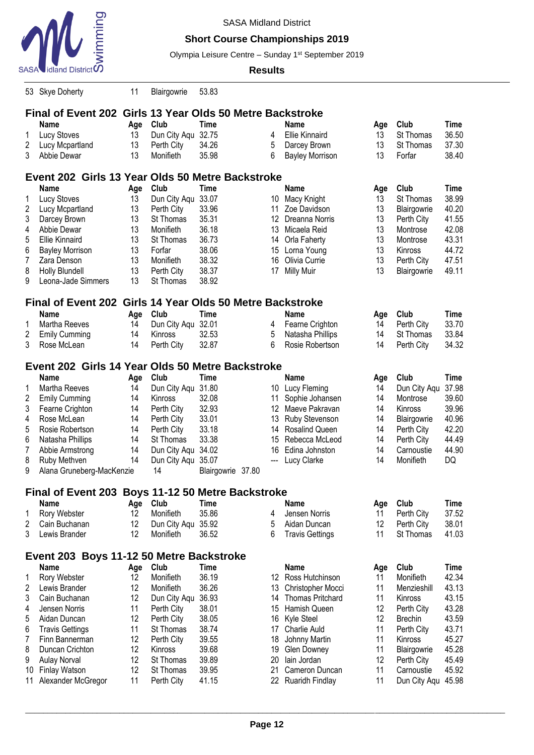| | Name | Age | Club | Time |
|---|---|---|---|---|
| 53 | Skye Doherty | 11 | Blairgowrie | 53.83 |

## Final of Event 202 Girls 13 Year Olds 50 Metre Backstroke

| | Name | Age | Club | Time | | Name | Age | Club | Time |
|---|---|---|---|---|---|---|---|---|---|
| 1 | Lucy Stoves | 13 | Dun City Aqu | 32.75 | 4 | Ellie Kinnaird | 13 | St Thomas | 36.50 |
| 2 | Lucy Mcpartland | 13 | Perth City | 34.26 | 5 | Darcey Brown | 13 | St Thomas | 37.30 |
| 3 | Abbie Dewar | 13 | Monifieth | 35.98 | 6 | Bayley Morrison | 13 | Forfar | 38.40 |

## Event 202 Girls 13 Year Olds 50 Metre Backstroke

| | Name | Age | Club | Time | | Name | Age | Club | Time |
|---|---|---|---|---|---|---|---|---|---|
| 1 | Lucy Stoves | 13 | Dun City Aqu | 33.07 | 10 | Macy Knight | 13 | St Thomas | 38.99 |
| 2 | Lucy Mcpartland | 13 | Perth City | 33.96 | 11 | Zoe Davidson | 13 | Blairgowrie | 40.20 |
| 3 | Darcey Brown | 13 | St Thomas | 35.31 | 12 | Dreanna Norris | 13 | Perth City | 41.55 |
| 4 | Abbie Dewar | 13 | Monifieth | 36.18 | 13 | Micaela Reid | 13 | Montrose | 42.08 |
| 5 | Ellie Kinnaird | 13 | St Thomas | 36.73 | 14 | Orla Faherty | 13 | Montrose | 43.31 |
| 6 | Bayley Morrison | 13 | Forfar | 38.06 | 15 | Lorna Young | 13 | Kinross | 44.72 |
| 7 | Zara Denson | 13 | Monifieth | 38.32 | 16 | Olivia Currie | 13 | Perth City | 47.51 |
| 8 | Holly Blundell | 13 | Perth City | 38.37 | 17 | Milly Muir | 13 | Blairgowrie | 49.11 |
| 9 | Leona-Jade Simmers | 13 | St Thomas | 38.92 | | | | | |

## Final of Event 202 Girls 14 Year Olds 50 Metre Backstroke

| | Name | Age | Club | Time | | Name | Age | Club | Time |
|---|---|---|---|---|---|---|---|---|---|
| 1 | Martha Reeves | 14 | Dun City Aqu | 32.01 | 4 | Fearne Crighton | 14 | Perth City | 33.70 |
| 2 | Emily Cumming | 14 | Kinross | 32.53 | 5 | Natasha Phillips | 14 | St Thomas | 33.84 |
| 3 | Rose McLean | 14 | Perth City | 32.87 | 6 | Rosie Robertson | 14 | Perth City | 34.32 |

## Event 202 Girls 14 Year Olds 50 Metre Backstroke

| | Name | Age | Club | Time | | Name | Age | Club | Time |
|---|---|---|---|---|---|---|---|---|---|
| 1 | Martha Reeves | 14 | Dun City Aqu | 31.80 | 10 | Lucy Fleming | 14 | Dun City Aqu | 37.98 |
| 2 | Emily Cumming | 14 | Kinross | 32.08 | 11 | Sophie Johansen | 14 | Montrose | 39.60 |
| 3 | Fearne Crighton | 14 | Perth City | 32.93 | 12 | Maeve Pakravan | 14 | Kinross | 39.96 |
| 4 | Rose McLean | 14 | Perth City | 33.01 | 13 | Ruby Stevenson | 14 | Blairgowrie | 40.96 |
| 5 | Rosie Robertson | 14 | Perth City | 33.18 | 14 | Rosalind Queen | 14 | Perth City | 42.20 |
| 6 | Natasha Phillips | 14 | St Thomas | 33.38 | 15 | Rebecca McLeod | 14 | Perth City | 44.49 |
| 7 | Abbie Armstrong | 14 | Dun City Aqu | 34.02 | 16 | Edina Johnston | 14 | Carnoustie | 44.90 |
| 8 | Ruby Methven | 14 | Dun City Aqu | 35.07 | --- | Lucy Clarke | 14 | Monifieth | DQ |
| 9 | Alana Gruneberg-MacKenzie | 14 | Blairgowrie | 37.80 | | | | | |

## Final of Event 203 Boys 11-12 50 Metre Backstroke

| | Name | Age | Club | Time | | Name | Age | Club | Time |
|---|---|---|---|---|---|---|---|---|---|
| 1 | Rory Webster | 12 | Monifieth | 35.86 | 4 | Jensen Norris | 11 | Perth City | 37.52 |
| 2 | Cain Buchanan | 12 | Dun City Aqu | 35.92 | 5 | Aidan Duncan | 12 | Perth City | 38.01 |
| 3 | Lewis Brander | 12 | Monifieth | 36.52 | 6 | Travis Gettings | 11 | St Thomas | 41.03 |

## Event 203 Boys 11-12 50 Metre Backstroke

| | Name | Age | Club | Time | | Name | Age | Club | Time |
|---|---|---|---|---|---|---|---|---|---|
| 1 | Rory Webster | 12 | Monifieth | 36.19 | 12 | Ross Hutchinson | 11 | Monifieth | 42.34 |
| 2 | Lewis Brander | 12 | Monifieth | 36.26 | 13 | Christopher Mocci | 11 | Menzieshill | 43.13 |
| 3 | Cain Buchanan | 12 | Dun City Aqu | 36.93 | 14 | Thomas Pritchard | 11 | Kinross | 43.15 |
| 4 | Jensen Norris | 11 | Perth City | 38.01 | 15 | Hamish Queen | 12 | Perth City | 43.28 |
| 5 | Aidan Duncan | 12 | Perth City | 38.05 | 16 | Kyle Steel | 12 | Brechin | 43.59 |
| 6 | Travis Gettings | 11 | St Thomas | 38.74 | 17 | Charlie Auld | 11 | Perth City | 43.71 |
| 7 | Finn Bannerman | 12 | Perth City | 39.55 | 18 | Johnny Martin | 11 | Kinross | 45.27 |
| 8 | Duncan Crichton | 12 | Kinross | 39.68 | 19 | Glen Downey | 11 | Blairgowrie | 45.28 |
| 9 | Aulay Norval | 12 | St Thomas | 39.89 | 20 | Iain Jordan | 12 | Perth City | 45.49 |
| 10 | Finlay Watson | 12 | St Thomas | 39.95 | 21 | Cameron Duncan | 11 | Carnoustie | 45.92 |
| 11 | Alexander McGregor | 11 | Perth City | 41.15 | 22 | Ruaridh Findlay | 11 | Dun City Aqu | 45.98 |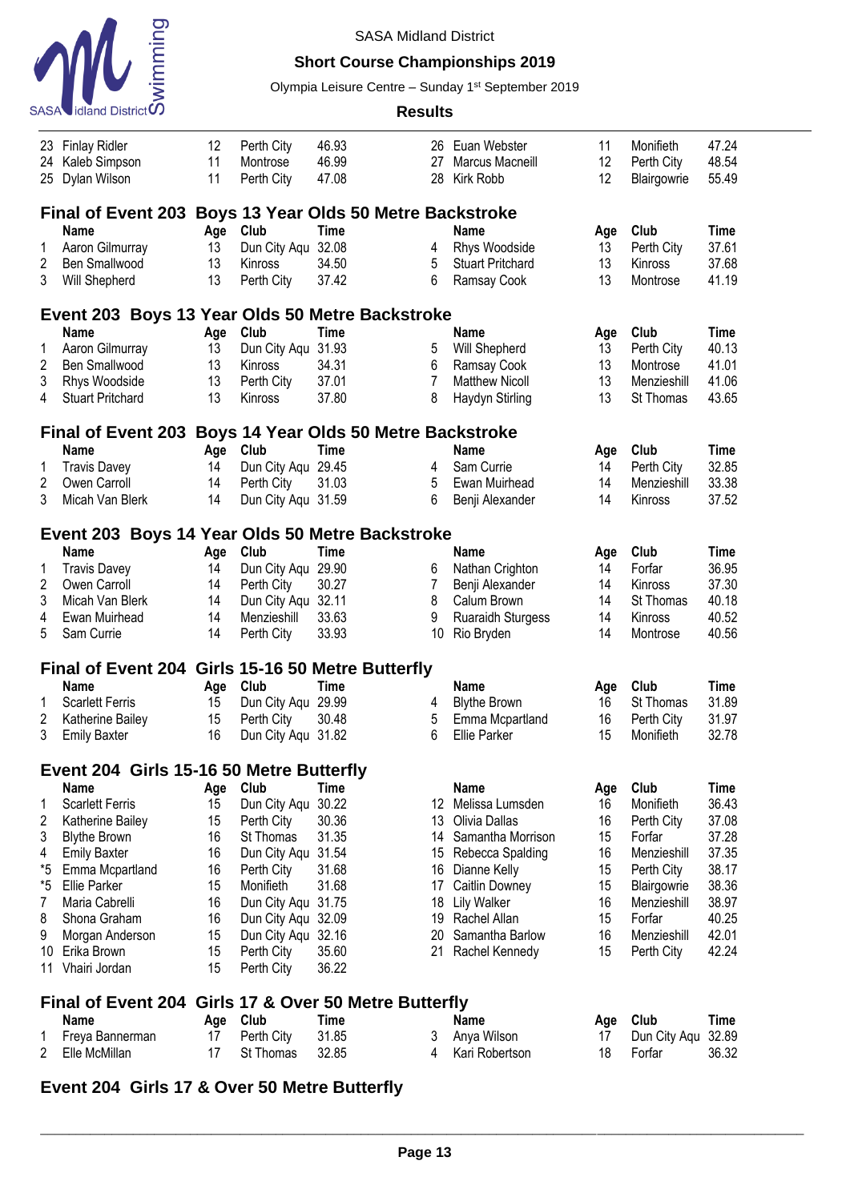| | Name | Age | Club | Time | | Name | Age | Club | Time |
|---|---|---|---|---|---|---|---|---|---|
| 23 | Finlay Ridler | 12 | Perth City | 46.93 | 26 | Euan Webster | 11 | Monifieth | 47.24 |
| 24 | Kaleb Simpson | 11 | Montrose | 46.99 | 27 | Marcus Macneill | 12 | Perth City | 48.54 |
| 25 | Dylan Wilson | 11 | Perth City | 47.08 | 28 | Kirk Robb | 12 | Blairgowrie | 55.49 |

## Final of Event 203 Boys 13 Year Olds 50 Metre Backstroke

| | Name | Age | Club | Time | | Name | Age | Club | Time |
|---|---|---|---|---|---|---|---|---|---|
| 1 | Aaron Gilmurray | 13 | Dun City Aqu | 32.08 | 4 | Rhys Woodside | 13 | Perth City | 37.61 |
| 2 | Ben Smallwood | 13 | Kinross | 34.50 | 5 | Stuart Pritchard | 13 | Kinross | 37.68 |
| 3 | Will Shepherd | 13 | Perth City | 37.42 | 6 | Ramsay Cook | 13 | Montrose | 41.19 |

## Event 203 Boys 13 Year Olds 50 Metre Backstroke

| | Name | Age | Club | Time | | Name | Age | Club | Time |
|---|---|---|---|---|---|---|---|---|---|
| 1 | Aaron Gilmurray | 13 | Dun City Aqu | 31.93 | 5 | Will Shepherd | 13 | Perth City | 40.13 |
| 2 | Ben Smallwood | 13 | Kinross | 34.31 | 6 | Ramsay Cook | 13 | Montrose | 41.01 |
| 3 | Rhys Woodside | 13 | Perth City | 37.01 | 7 | Matthew Nicoll | 13 | Menzieshill | 41.06 |
| 4 | Stuart Pritchard | 13 | Kinross | 37.80 | 8 | Haydyn Stirling | 13 | St Thomas | 43.65 |

## Final of Event 203 Boys 14 Year Olds 50 Metre Backstroke

| | Name | Age | Club | Time | | Name | Age | Club | Time |
|---|---|---|---|---|---|---|---|---|---|
| 1 | Travis Davey | 14 | Dun City Aqu | 29.45 | 4 | Sam Currie | 14 | Perth City | 32.85 |
| 2 | Owen Carroll | 14 | Perth City | 31.03 | 5 | Ewan Muirhead | 14 | Menzieshill | 33.38 |
| 3 | Micah Van Blerk | 14 | Dun City Aqu | 31.59 | 6 | Benji Alexander | 14 | Kinross | 37.52 |

## Event 203 Boys 14 Year Olds 50 Metre Backstroke

| | Name | Age | Club | Time | | Name | Age | Club | Time |
|---|---|---|---|---|---|---|---|---|---|
| 1 | Travis Davey | 14 | Dun City Aqu | 29.90 | 6 | Nathan Crighton | 14 | Forfar | 36.95 |
| 2 | Owen Carroll | 14 | Perth City | 30.27 | 7 | Benji Alexander | 14 | Kinross | 37.30 |
| 3 | Micah Van Blerk | 14 | Dun City Aqu | 32.11 | 8 | Calum Brown | 14 | St Thomas | 40.18 |
| 4 | Ewan Muirhead | 14 | Menzieshill | 33.63 | 9 | Ruaraidh Sturgess | 14 | Kinross | 40.52 |
| 5 | Sam Currie | 14 | Perth City | 33.93 | 10 | Rio Bryden | 14 | Montrose | 40.56 |

## Final of Event 204 Girls 15-16 50 Metre Butterfly

| | Name | Age | Club | Time | | Name | Age | Club | Time |
|---|---|---|---|---|---|---|---|---|---|
| 1 | Scarlett Ferris | 15 | Dun City Aqu | 29.99 | 4 | Blythe Brown | 16 | St Thomas | 31.89 |
| 2 | Katherine Bailey | 15 | Perth City | 30.48 | 5 | Emma Mcpartland | 16 | Perth City | 31.97 |
| 3 | Emily Baxter | 16 | Dun City Aqu | 31.82 | 6 | Ellie Parker | 15 | Monifieth | 32.78 |

## Event 204 Girls 15-16 50 Metre Butterfly

| | Name | Age | Club | Time | | Name | Age | Club | Time |
|---|---|---|---|---|---|---|---|---|---|
| 1 | Scarlett Ferris | 15 | Dun City Aqu | 30.22 | 12 | Melissa Lumsden | 16 | Monifieth | 36.43 |
| 2 | Katherine Bailey | 15 | Perth City | 30.36 | 13 | Olivia Dallas | 16 | Perth City | 37.08 |
| 3 | Blythe Brown | 16 | St Thomas | 31.35 | 14 | Samantha Morrison | 15 | Forfar | 37.28 |
| 4 | Emily Baxter | 16 | Dun City Aqu | 31.54 | 15 | Rebecca Spalding | 16 | Menzieshill | 37.35 |
| *5 | Emma Mcpartland | 16 | Perth City | 31.68 | 16 | Dianne Kelly | 15 | Perth City | 38.17 |
| *5 | Ellie Parker | 15 | Monifieth | 31.68 | 17 | Caitlin Downey | 15 | Blairgowrie | 38.36 |
| 7 | Maria Cabrelli | 16 | Dun City Aqu | 31.75 | 18 | Lily Walker | 16 | Menzieshill | 38.97 |
| 8 | Shona Graham | 16 | Dun City Aqu | 32.09 | 19 | Rachel Allan | 15 | Forfar | 40.25 |
| 9 | Morgan Anderson | 15 | Dun City Aqu | 32.16 | 20 | Samantha Barlow | 16 | Menzieshill | 42.01 |
| 10 | Erika Brown | 15 | Perth City | 35.60 | 21 | Rachel Kennedy | 15 | Perth City | 42.24 |
| 11 | Vhairi Jordan | 15 | Perth City | 36.22 | | | | | |

## Final of Event 204 Girls 17 & Over 50 Metre Butterfly

| | Name | Age | Club | Time | | Name | Age | Club | Time |
|---|---|---|---|---|---|---|---|---|---|
| 1 | Freya Bannerman | 17 | Perth City | 31.85 | 3 | Anya Wilson | 17 | Dun City Aqu | 32.89 |
| 2 | Elle McMillan | 17 | St Thomas | 32.85 | 4 | Kari Robertson | 18 | Forfar | 36.32 |

## Event 204 Girls 17 & Over 50 Metre Butterfly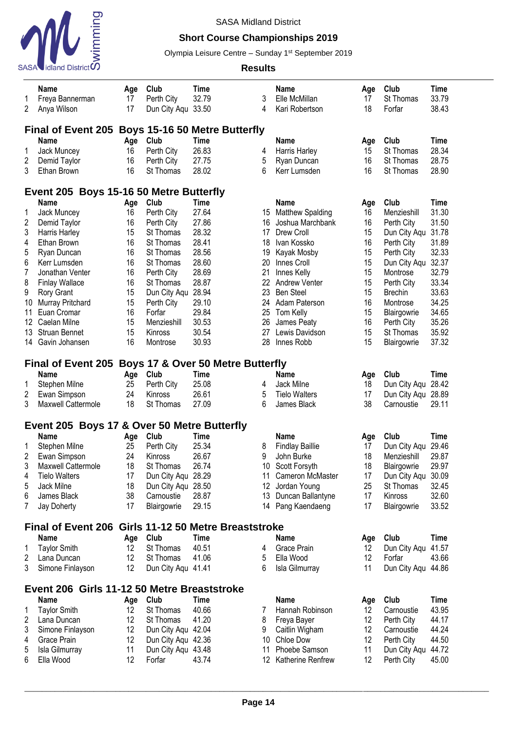SASA Midland District

**Short Course Championships 2019**

Olympia Leisure Centre – Sunday 1st September 2019

**Results**

| | Name | Age | Club | Time | | Name | Age | Club | Time |
|---|---|---|---|---|---|---|---|---|---|
| 1 | Freya Bannerman | 17 | Perth City | 32.79 | 3 | Elle McMillan | 17 | St Thomas | 33.79 |
| 2 | Anya Wilson | 17 | Dun City Aqu | 33.50 | 4 | Kari Robertson | 18 | Forfar | 38.43 |

## Final of Event 205 Boys 15-16 50 Metre Butterfly

| | Name | Age | Club | Time | | Name | Age | Club | Time |
|---|---|---|---|---|---|---|---|---|---|
| 1 | Jack Muncey | 16 | Perth City | 26.83 | 4 | Harris Harley | 15 | St Thomas | 28.34 |
| 2 | Demid Taylor | 16 | Perth City | 27.75 | 5 | Ryan Duncan | 16 | St Thomas | 28.75 |
| 3 | Ethan Brown | 16 | St Thomas | 28.02 | 6 | Kerr Lumsden | 16 | St Thomas | 28.90 |

## Event 205 Boys 15-16 50 Metre Butterfly

| | Name | Age | Club | Time | | Name | Age | Club | Time |
|---|---|---|---|---|---|---|---|---|---|
| 1 | Jack Muncey | 16 | Perth City | 27.64 | 15 | Matthew Spalding | 16 | Menzieshill | 31.30 |
| 2 | Demid Taylor | 16 | Perth City | 27.86 | 16 | Joshua Marchbank | 16 | Perth City | 31.50 |
| 3 | Harris Harley | 15 | St Thomas | 28.32 | 17 | Drew Croll | 15 | Dun City Aqu | 31.78 |
| 4 | Ethan Brown | 16 | St Thomas | 28.41 | 18 | Ivan Kossko | 16 | Perth City | 31.89 |
| 5 | Ryan Duncan | 16 | St Thomas | 28.56 | 19 | Kayak Mosby | 15 | Perth City | 32.33 |
| 6 | Kerr Lumsden | 16 | St Thomas | 28.60 | 20 | Innes Croll | 15 | Dun City Aqu | 32.37 |
| 7 | Jonathan Venter | 16 | Perth City | 28.69 | 21 | Innes Kelly | 15 | Montrose | 32.79 |
| 8 | Finlay Wallace | 16 | St Thomas | 28.87 | 22 | Andrew Venter | 15 | Perth City | 33.34 |
| 9 | Rory Grant | 15 | Dun City Aqu | 28.94 | 23 | Ben Steel | 15 | Brechin | 33.63 |
| 10 | Murray Pritchard | 15 | Perth City | 29.10 | 24 | Adam Paterson | 16 | Montrose | 34.25 |
| 11 | Euan Cromar | 16 | Forfar | 29.84 | 25 | Tom Kelly | 15 | Blairgowrie | 34.65 |
| 12 | Caelan Milne | 15 | Menzieshill | 30.53 | 26 | James Peaty | 16 | Perth City | 35.26 |
| 13 | Struan Bennet | 15 | Kinross | 30.54 | 27 | Lewis Davidson | 15 | St Thomas | 35.92 |
| 14 | Gavin Johansen | 16 | Montrose | 30.93 | 28 | Innes Robb | 15 | Blairgowrie | 37.32 |

## Final of Event 205 Boys 17 & Over 50 Metre Butterfly

| | Name | Age | Club | Time | | Name | Age | Club | Time |
|---|---|---|---|---|---|---|---|---|---|
| 1 | Stephen Milne | 25 | Perth City | 25.08 | 4 | Jack Milne | 18 | Dun City Aqu | 28.42 |
| 2 | Ewan Simpson | 24 | Kinross | 26.61 | 5 | Tielo Walters | 17 | Dun City Aqu | 28.89 |
| 3 | Maxwell Cattermole | 18 | St Thomas | 27.09 | 6 | James Black | 38 | Carnoustie | 29.11 |

## Event 205 Boys 17 & Over 50 Metre Butterfly

| | Name | Age | Club | Time | | Name | Age | Club | Time |
|---|---|---|---|---|---|---|---|---|---|
| 1 | Stephen Milne | 25 | Perth City | 25.34 | 8 | Findlay Baillie | 17 | Dun City Aqu | 29.46 |
| 2 | Ewan Simpson | 24 | Kinross | 26.67 | 9 | John Burke | 18 | Menzieshill | 29.87 |
| 3 | Maxwell Cattermole | 18 | St Thomas | 26.74 | 10 | Scott Forsyth | 18 | Blairgowrie | 29.97 |
| 4 | Tielo Walters | 17 | Dun City Aqu | 28.29 | 11 | Cameron McMaster | 17 | Dun City Aqu | 30.09 |
| 5 | Jack Milne | 18 | Dun City Aqu | 28.50 | 12 | Jordan Young | 25 | St Thomas | 32.45 |
| 6 | James Black | 38 | Carnoustie | 28.87 | 13 | Duncan Ballantyne | 17 | Kinross | 32.60 |
| 7 | Jay Doherty | 17 | Blairgowrie | 29.15 | 14 | Pang Kaendaeng | 17 | Blairgowrie | 33.52 |

## Final of Event 206 Girls 11-12 50 Metre Breaststroke

| | Name | Age | Club | Time | | Name | Age | Club | Time |
|---|---|---|---|---|---|---|---|---|---|
| 1 | Taylor Smith | 12 | St Thomas | 40.51 | 4 | Grace Prain | 12 | Dun City Aqu | 41.57 |
| 2 | Lana Duncan | 12 | St Thomas | 41.06 | 5 | Ella Wood | 12 | Forfar | 43.66 |
| 3 | Simone Finlayson | 12 | Dun City Aqu | 41.41 | 6 | Isla Gilmurray | 11 | Dun City Aqu | 44.86 |

## Event 206 Girls 11-12 50 Metre Breaststroke

| | Name | Age | Club | Time | | Name | Age | Club | Time |
|---|---|---|---|---|---|---|---|---|---|
| 1 | Taylor Smith | 12 | St Thomas | 40.66 | 7 | Hannah Robinson | 12 | Carnoustie | 43.95 |
| 2 | Lana Duncan | 12 | St Thomas | 41.20 | 8 | Freya Bayer | 12 | Perth City | 44.17 |
| 3 | Simone Finlayson | 12 | Dun City Aqu | 42.04 | 9 | Caitlin Wigham | 12 | Carnoustie | 44.24 |
| 4 | Grace Prain | 12 | Dun City Aqu | 42.36 | 10 | Chloe Dow | 12 | Perth City | 44.50 |
| 5 | Isla Gilmurray | 11 | Dun City Aqu | 43.48 | 11 | Phoebe Samson | 11 | Dun City Aqu | 44.72 |
| 6 | Ella Wood | 12 | Forfar | 43.74 | 12 | Katherine Renfrew | 12 | Perth City | 45.00 |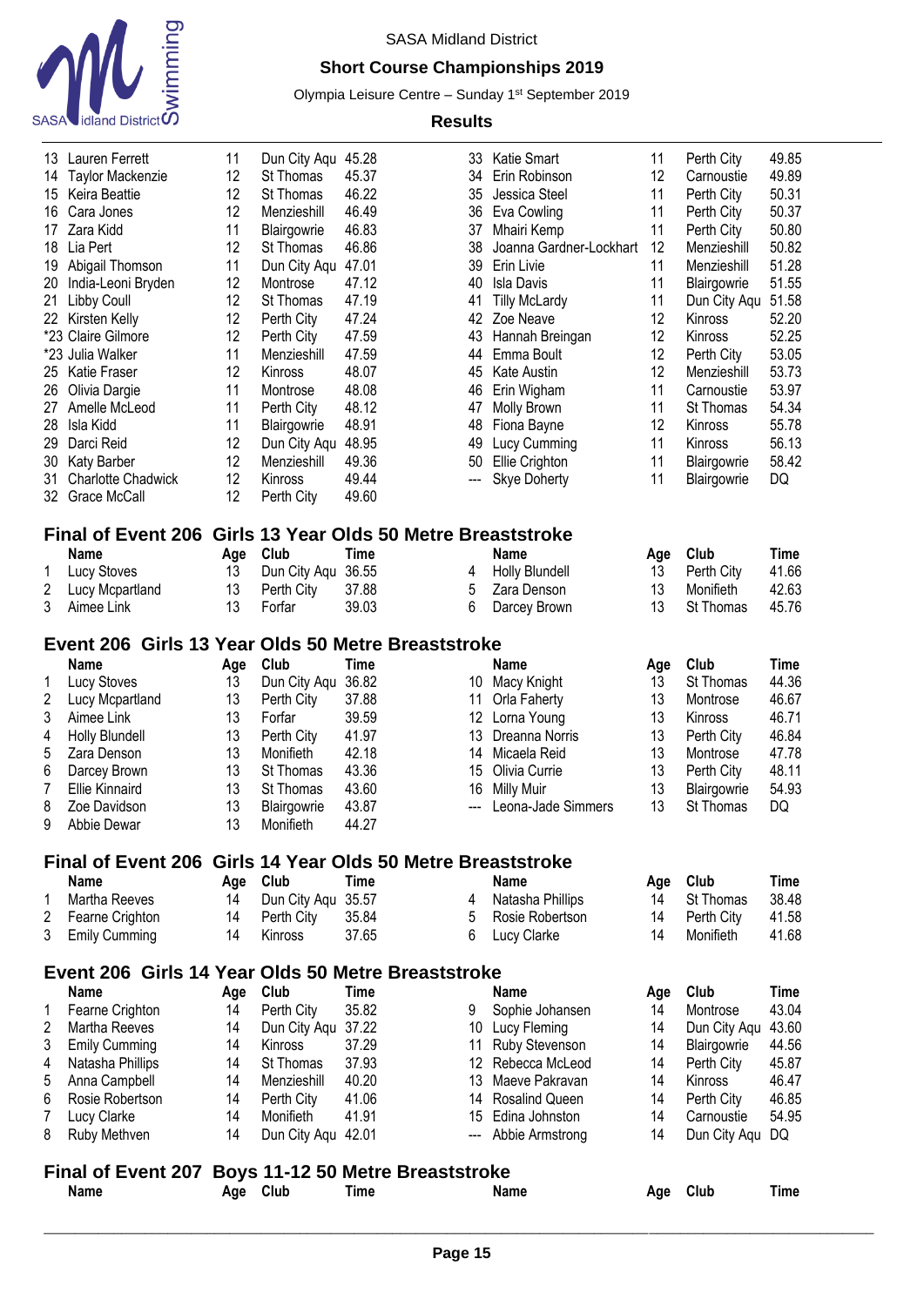| | Name | Age | Club | Time |
|---|---|---|---|---|
| 13 | Lauren Ferrett | 11 | Dun City Aqu | 45.28 |
| 14 | Taylor Mackenzie | 12 | St Thomas | 45.37 |
| 15 | Keira Beattie | 12 | St Thomas | 46.22 |
| 16 | Cara Jones | 12 | Menzieshill | 46.49 |
| 17 | Zara Kidd | 11 | Blairgowrie | 46.83 |
| 18 | Lia Pert | 12 | St Thomas | 46.86 |
| 19 | Abigail Thomson | 11 | Dun City Aqu | 47.01 |
| 20 | India-Leoni Bryden | 12 | Montrose | 47.12 |
| 21 | Libby Coull | 12 | St Thomas | 47.19 |
| 22 | Kirsten Kelly | 12 | Perth City | 47.24 |
| *23 | Claire Gilmore | 12 | Perth City | 47.59 |
| *23 | Julia Walker | 11 | Menzieshill | 47.59 |
| 25 | Katie Fraser | 12 | Kinross | 48.07 |
| 26 | Olivia Dargie | 11 | Montrose | 48.08 |
| 27 | Amelle McLeod | 11 | Perth City | 48.12 |
| 28 | Isla Kidd | 11 | Blairgowrie | 48.91 |
| 29 | Darci Reid | 12 | Dun City Aqu | 48.95 |
| 30 | Katy Barber | 12 | Menzieshill | 49.36 |
| 31 | Charlotte Chadwick | 12 | Kinross | 49.44 |
| 32 | Grace McCall | 12 | Perth City | 49.60 |
| 33 | Katie Smart | 11 | Perth City | 49.85 |
| 34 | Erin Robinson | 12 | Carnoustie | 49.89 |
| 35 | Jessica Steel | 11 | Perth City | 50.31 |
| 36 | Eva Cowling | 11 | Perth City | 50.37 |
| 37 | Mhairi Kemp | 11 | Perth City | 50.80 |
| 38 | Joanna Gardner-Lockhart | 12 | Menzieshill | 50.82 |
| 39 | Erin Livie | 11 | Menzieshill | 51.28 |
| 40 | Isla Davis | 11 | Blairgowrie | 51.55 |
| 41 | Tilly McLardy | 11 | Dun City Aqu | 51.58 |
| 42 | Zoe Neave | 12 | Kinross | 52.20 |
| 43 | Hannah Breingan | 12 | Kinross | 52.25 |
| 44 | Emma Boult | 12 | Perth City | 53.05 |
| 45 | Kate Austin | 12 | Menzieshill | 53.73 |
| 46 | Erin Wigham | 11 | Carnoustie | 53.97 |
| 47 | Molly Brown | 11 | St Thomas | 54.34 |
| 48 | Fiona Bayne | 12 | Kinross | 55.78 |
| 49 | Lucy Cumming | 11 | Kinross | 56.13 |
| 50 | Ellie Crighton | 11 | Blairgowrie | 58.42 |
| --- | Skye Doherty | 11 | Blairgowrie | DQ |

## Final of Event 206 Girls 13 Year Olds 50 Metre Breaststroke

| | Name | Age | Club | Time |
|---|---|---|---|---|
| 1 | Lucy Stoves | 13 | Dun City Aqu | 36.55 |
| 2 | Lucy Mcpartland | 13 | Perth City | 37.88 |
| 3 | Aimee Link | 13 | Forfar | 39.03 |
| 4 | Holly Blundell | 13 | Perth City | 41.66 |
| 5 | Zara Denson | 13 | Monifieth | 42.63 |
| 6 | Darcey Brown | 13 | St Thomas | 45.76 |

## Event 206 Girls 13 Year Olds 50 Metre Breaststroke

| | Name | Age | Club | Time |
|---|---|---|---|---|
| 1 | Lucy Stoves | 13 | Dun City Aqu | 36.82 |
| 2 | Lucy Mcpartland | 13 | Perth City | 37.88 |
| 3 | Aimee Link | 13 | Forfar | 39.59 |
| 4 | Holly Blundell | 13 | Perth City | 41.97 |
| 5 | Zara Denson | 13 | Monifieth | 42.18 |
| 6 | Darcey Brown | 13 | St Thomas | 43.36 |
| 7 | Ellie Kinnaird | 13 | St Thomas | 43.60 |
| 8 | Zoe Davidson | 13 | Blairgowrie | 43.87 |
| 9 | Abbie Dewar | 13 | Monifieth | 44.27 |
| 10 | Macy Knight | 13 | St Thomas | 44.36 |
| 11 | Orla Faherty | 13 | Montrose | 46.67 |
| 12 | Lorna Young | 13 | Kinross | 46.71 |
| 13 | Dreanna Norris | 13 | Perth City | 46.84 |
| 14 | Micaela Reid | 13 | Montrose | 47.78 |
| 15 | Olivia Currie | 13 | Perth City | 48.11 |
| 16 | Milly Muir | 13 | Blairgowrie | 54.93 |
| --- | Leona-Jade Simmers | 13 | St Thomas | DQ |

## Final of Event 206 Girls 14 Year Olds 50 Metre Breaststroke

| | Name | Age | Club | Time |
|---|---|---|---|---|
| 1 | Martha Reeves | 14 | Dun City Aqu | 35.57 |
| 2 | Fearne Crighton | 14 | Perth City | 35.84 |
| 3 | Emily Cumming | 14 | Kinross | 37.65 |
| 4 | Natasha Phillips | 14 | St Thomas | 38.48 |
| 5 | Rosie Robertson | 14 | Perth City | 41.58 |
| 6 | Lucy Clarke | 14 | Monifieth | 41.68 |

## Event 206 Girls 14 Year Olds 50 Metre Breaststroke

| | Name | Age | Club | Time |
|---|---|---|---|---|
| 1 | Fearne Crighton | 14 | Perth City | 35.82 |
| 2 | Martha Reeves | 14 | Dun City Aqu | 37.22 |
| 3 | Emily Cumming | 14 | Kinross | 37.29 |
| 4 | Natasha Phillips | 14 | St Thomas | 37.93 |
| 5 | Anna Campbell | 14 | Menzieshill | 40.20 |
| 6 | Rosie Robertson | 14 | Perth City | 41.06 |
| 7 | Lucy Clarke | 14 | Monifieth | 41.91 |
| 8 | Ruby Methven | 14 | Dun City Aqu | 42.01 |
| 9 | Sophie Johansen | 14 | Montrose | 43.04 |
| 10 | Lucy Fleming | 14 | Dun City Aqu | 43.60 |
| 11 | Ruby Stevenson | 14 | Blairgowrie | 44.56 |
| 12 | Rebecca McLeod | 14 | Perth City | 45.87 |
| 13 | Maeve Pakravan | 14 | Kinross | 46.47 |
| 14 | Rosalind Queen | 14 | Perth City | 46.85 |
| 15 | Edina Johnston | 14 | Carnoustie | 54.95 |
| --- | Abbie Armstrong | 14 | Dun City Aqu | DQ |

## Final of Event 207 Boys 11-12 50 Metre Breaststroke

| | Name | Age | Club | Time |
|---|---|---|---|---|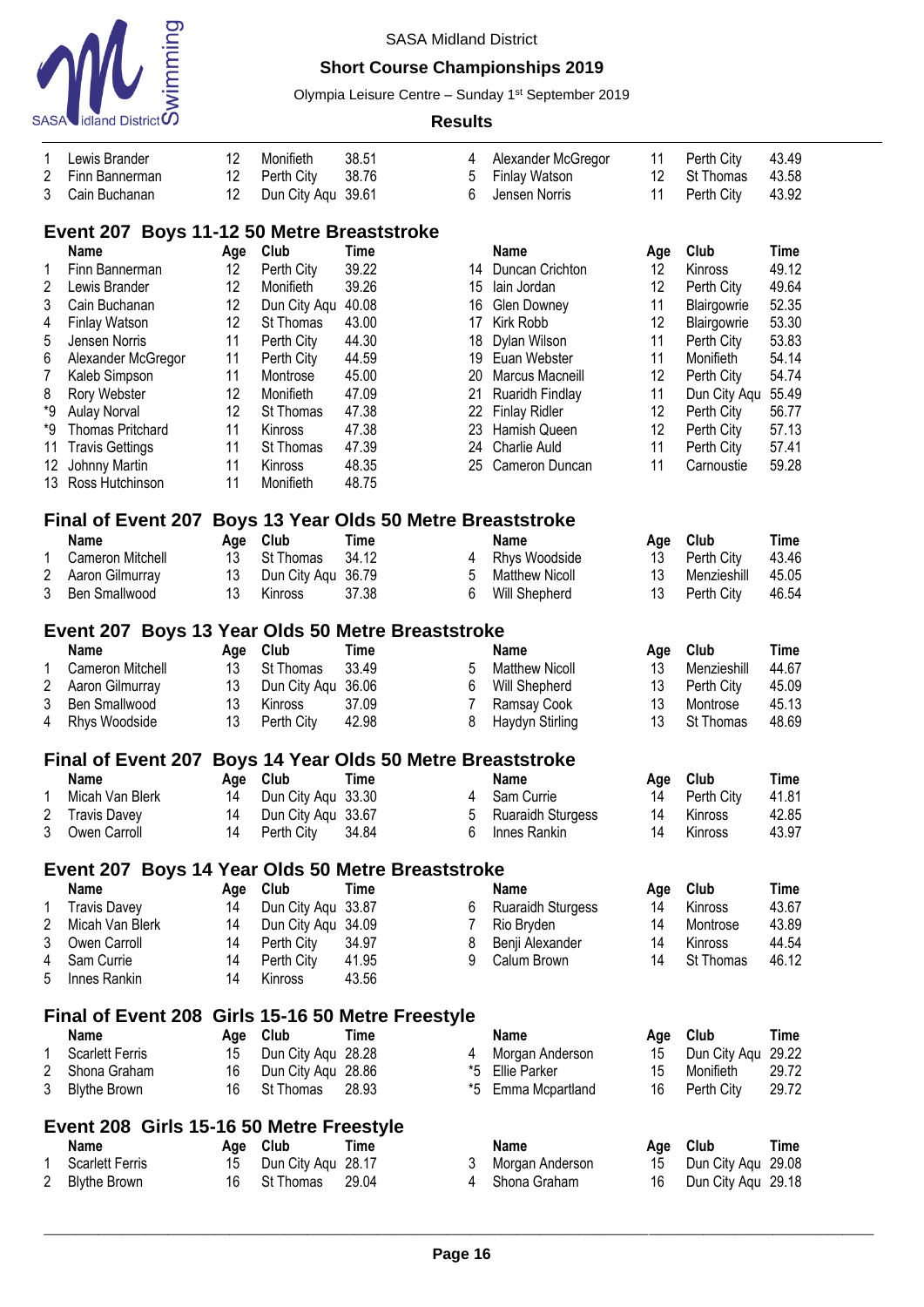| | Name | Age | Club | Time | | Name | Age | Club | Time |
|---|---|---|---|---|---|---|---|---|---|
| 1 | Lewis Brander | 12 | Monifieth | 38.51 | 4 | Alexander McGregor | 11 | Perth City | 43.49 |
| 2 | Finn Bannerman | 12 | Perth City | 38.76 | 5 | Finlay Watson | 12 | St Thomas | 43.58 |
| 3 | Cain Buchanan | 12 | Dun City Aqu | 39.61 | 6 | Jensen Norris | 11 | Perth City | 43.92 |

## Event 207 Boys 11-12 50 Metre Breaststroke

| | Name | Age | Club | Time | | Name | Age | Club | Time |
|---|---|---|---|---|---|---|---|---|---|
| 1 | Finn Bannerman | 12 | Perth City | 39.22 | 14 | Duncan Crichton | 12 | Kinross | 49.12 |
| 2 | Lewis Brander | 12 | Monifieth | 39.26 | 15 | Iain Jordan | 12 | Perth City | 49.64 |
| 3 | Cain Buchanan | 12 | Dun City Aqu | 40.08 | 16 | Glen Downey | 11 | Blairgowrie | 52.35 |
| 4 | Finlay Watson | 12 | St Thomas | 43.00 | 17 | Kirk Robb | 12 | Blairgowrie | 53.30 |
| 5 | Jensen Norris | 11 | Perth City | 44.30 | 18 | Dylan Wilson | 11 | Perth City | 53.83 |
| 6 | Alexander McGregor | 11 | Perth City | 44.59 | 19 | Euan Webster | 11 | Monifieth | 54.14 |
| 7 | Kaleb Simpson | 11 | Montrose | 45.00 | 20 | Marcus Macneill | 12 | Perth City | 54.74 |
| 8 | Rory Webster | 12 | Monifieth | 47.09 | 21 | Ruaridh Findlay | 11 | Dun City Aqu | 55.49 |
| *9 | Aulay Norval | 12 | St Thomas | 47.38 | 22 | Finlay Ridler | 12 | Perth City | 56.77 |
| *9 | Thomas Pritchard | 11 | Kinross | 47.38 | 23 | Hamish Queen | 12 | Perth City | 57.13 |
| 11 | Travis Gettings | 11 | St Thomas | 47.39 | 24 | Charlie Auld | 11 | Perth City | 57.41 |
| 12 | Johnny Martin | 11 | Kinross | 48.35 | 25 | Cameron Duncan | 11 | Carnoustie | 59.28 |
| 13 | Ross Hutchinson | 11 | Monifieth | 48.75 | | | | | |

## Final of Event 207 Boys 13 Year Olds 50 Metre Breaststroke

| | Name | Age | Club | Time | | Name | Age | Club | Time |
|---|---|---|---|---|---|---|---|---|---|
| 1 | Cameron Mitchell | 13 | St Thomas | 34.12 | 4 | Rhys Woodside | 13 | Perth City | 43.46 |
| 2 | Aaron Gilmurray | 13 | Dun City Aqu | 36.79 | 5 | Matthew Nicoll | 13 | Menzieshill | 45.05 |
| 3 | Ben Smallwood | 13 | Kinross | 37.38 | 6 | Will Shepherd | 13 | Perth City | 46.54 |

## Event 207 Boys 13 Year Olds 50 Metre Breaststroke

| | Name | Age | Club | Time | | Name | Age | Club | Time |
|---|---|---|---|---|---|---|---|---|---|
| 1 | Cameron Mitchell | 13 | St Thomas | 33.49 | 5 | Matthew Nicoll | 13 | Menzieshill | 44.67 |
| 2 | Aaron Gilmurray | 13 | Dun City Aqu | 36.06 | 6 | Will Shepherd | 13 | Perth City | 45.09 |
| 3 | Ben Smallwood | 13 | Kinross | 37.09 | 7 | Ramsay Cook | 13 | Montrose | 45.13 |
| 4 | Rhys Woodside | 13 | Perth City | 42.98 | 8 | Haydyn Stirling | 13 | St Thomas | 48.69 |

## Final of Event 207 Boys 14 Year Olds 50 Metre Breaststroke

| | Name | Age | Club | Time | | Name | Age | Club | Time |
|---|---|---|---|---|---|---|---|---|---|
| 1 | Micah Van Blerk | 14 | Dun City Aqu | 33.30 | 4 | Sam Currie | 14 | Perth City | 41.81 |
| 2 | Travis Davey | 14 | Dun City Aqu | 33.67 | 5 | Ruaraidh Sturgess | 14 | Kinross | 42.85 |
| 3 | Owen Carroll | 14 | Perth City | 34.84 | 6 | Innes Rankin | 14 | Kinross | 43.97 |

## Event 207 Boys 14 Year Olds 50 Metre Breaststroke

| | Name | Age | Club | Time | | Name | Age | Club | Time |
|---|---|---|---|---|---|---|---|---|---|
| 1 | Travis Davey | 14 | Dun City Aqu | 33.87 | 6 | Ruaraidh Sturgess | 14 | Kinross | 43.67 |
| 2 | Micah Van Blerk | 14 | Dun City Aqu | 34.09 | 7 | Rio Bryden | 14 | Montrose | 43.89 |
| 3 | Owen Carroll | 14 | Perth City | 34.97 | 8 | Benji Alexander | 14 | Kinross | 44.54 |
| 4 | Sam Currie | 14 | Perth City | 41.95 | 9 | Calum Brown | 14 | St Thomas | 46.12 |
| 5 | Innes Rankin | 14 | Kinross | 43.56 | | | | | |

## Final of Event 208 Girls 15-16 50 Metre Freestyle

| | Name | Age | Club | Time | | Name | Age | Club | Time |
|---|---|---|---|---|---|---|---|---|---|
| 1 | Scarlett Ferris | 15 | Dun City Aqu | 28.28 | 4 | Morgan Anderson | 15 | Dun City Aqu | 29.22 |
| 2 | Shona Graham | 16 | Dun City Aqu | 28.86 | *5 | Ellie Parker | 15 | Monifieth | 29.72 |
| 3 | Blythe Brown | 16 | St Thomas | 28.93 | *5 | Emma Mcpartland | 16 | Perth City | 29.72 |

## Event 208 Girls 15-16 50 Metre Freestyle

| | Name | Age | Club | Time | | Name | Age | Club | Time |
|---|---|---|---|---|---|---|---|---|---|
| 1 | Scarlett Ferris | 15 | Dun City Aqu | 28.17 | 3 | Morgan Anderson | 15 | Dun City Aqu | 29.08 |
| 2 | Blythe Brown | 16 | St Thomas | 29.04 | 4 | Shona Graham | 16 | Dun City Aqu | 29.18 |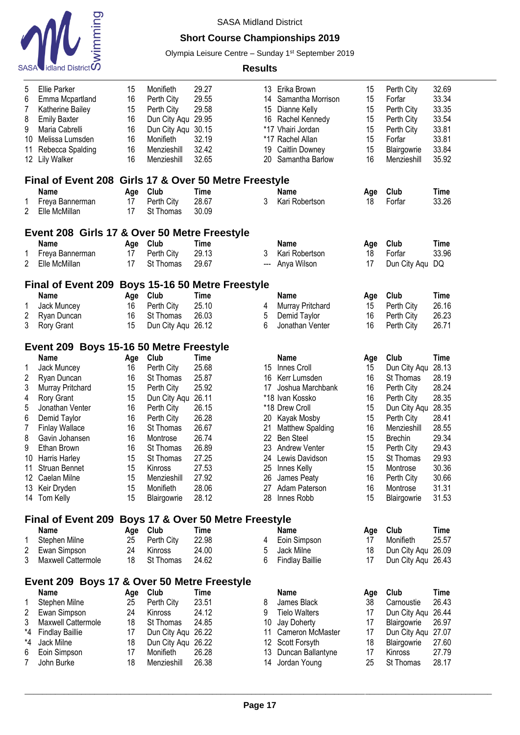SASA Midland District

**Short Course Championships 2019**

Olympia Leisure Centre – Sunday 1st September 2019

**Results**

| Place | Name | Age | Club | Time |
|---|---|---|---|---|
| 5 | Ellie Parker | 15 | Monifieth | 29.27 |
| 6 | Emma Mcpartland | 16 | Perth City | 29.55 |
| 7 | Katherine Bailey | 15 | Perth City | 29.58 |
| 8 | Emily Baxter | 16 | Dun City Aqu | 29.95 |
| 9 | Maria Cabrelli | 16 | Dun City Aqu | 30.15 |
| 10 | Melissa Lumsden | 16 | Monifieth | 32.19 |
| 11 | Rebecca Spalding | 16 | Menzieshill | 32.42 |
| 12 | Lily Walker | 16 | Menzieshill | 32.65 |
| 13 | Erika Brown | 15 | Perth City | 32.69 |
| 14 | Samantha Morrison | 15 | Forfar | 33.34 |
| 15 | Dianne Kelly | 15 | Perth City | 33.35 |
| 16 | Rachel Kennedy | 15 | Perth City | 33.54 |
| *17 | Vhairi Jordan | 15 | Perth City | 33.81 |
| *17 | Rachel Allan | 15 | Forfar | 33.81 |
| 19 | Caitlin Downey | 15 | Blairgowrie | 33.84 |
| 20 | Samantha Barlow | 16 | Menzieshill | 35.92 |

## Final of Event 208 Girls 17 & Over 50 Metre Freestyle

| Place | Name | Age | Club | Time |
|---|---|---|---|---|
| 1 | Freya Bannerman | 17 | Perth City | 28.67 |
| 2 | Elle McMillan | 17 | St Thomas | 30.09 |
| 3 | Kari Robertson | 18 | Forfar | 33.26 |

## Event 208 Girls 17 & Over 50 Metre Freestyle

| Place | Name | Age | Club | Time |
|---|---|---|---|---|
| 1 | Freya Bannerman | 17 | Perth City | 29.13 |
| 2 | Elle McMillan | 17 | St Thomas | 29.67 |
| 3 | Kari Robertson | 18 | Forfar | 33.96 |
| --- | Anya Wilson | 17 | Dun City Aqu | DQ |

## Final of Event 209 Boys 15-16 50 Metre Freestyle

| Place | Name | Age | Club | Time |
|---|---|---|---|---|
| 1 | Jack Muncey | 16 | Perth City | 25.10 |
| 2 | Ryan Duncan | 16 | St Thomas | 26.03 |
| 3 | Rory Grant | 15 | Dun City Aqu | 26.12 |
| 4 | Murray Pritchard | 15 | Perth City | 26.16 |
| 5 | Demid Taylor | 16 | Perth City | 26.23 |
| 6 | Jonathan Venter | 16 | Perth City | 26.71 |

## Event 209 Boys 15-16 50 Metre Freestyle

| Place | Name | Age | Club | Time |
|---|---|---|---|---|
| 1 | Jack Muncey | 16 | Perth City | 25.68 |
| 2 | Ryan Duncan | 16 | St Thomas | 25.87 |
| 3 | Murray Pritchard | 15 | Perth City | 25.92 |
| 4 | Rory Grant | 15 | Dun City Aqu | 26.11 |
| 5 | Jonathan Venter | 16 | Perth City | 26.15 |
| 6 | Demid Taylor | 16 | Perth City | 26.28 |
| 7 | Finlay Wallace | 16 | St Thomas | 26.67 |
| 8 | Gavin Johansen | 16 | Montrose | 26.74 |
| 9 | Ethan Brown | 16 | St Thomas | 26.89 |
| 10 | Harris Harley | 15 | St Thomas | 27.25 |
| 11 | Struan Bennet | 15 | Kinross | 27.53 |
| 12 | Caelan Milne | 15 | Menzieshill | 27.92 |
| 13 | Keir Dryden | 15 | Monifieth | 28.06 |
| 14 | Tom Kelly | 15 | Blairgowrie | 28.12 |
| 15 | Innes Croll | 15 | Dun City Aqu | 28.13 |
| 16 | Kerr Lumsden | 16 | St Thomas | 28.19 |
| 17 | Joshua Marchbank | 16 | Perth City | 28.24 |
| *18 | Ivan Kossko | 16 | Perth City | 28.35 |
| *18 | Drew Croll | 15 | Dun City Aqu | 28.35 |
| 20 | Kayak Mosby | 15 | Perth City | 28.41 |
| 21 | Matthew Spalding | 16 | Menzieshill | 28.55 |
| 22 | Ben Steel | 15 | Brechin | 29.34 |
| 23 | Andrew Venter | 15 | Perth City | 29.43 |
| 24 | Lewis Davidson | 15 | St Thomas | 29.93 |
| 25 | Innes Kelly | 15 | Montrose | 30.36 |
| 26 | James Peaty | 16 | Perth City | 30.66 |
| 27 | Adam Paterson | 16 | Montrose | 31.31 |
| 28 | Innes Robb | 15 | Blairgowrie | 31.53 |

## Final of Event 209 Boys 17 & Over 50 Metre Freestyle

| Place | Name | Age | Club | Time |
|---|---|---|---|---|
| 1 | Stephen Milne | 25 | Perth City | 22.98 |
| 2 | Ewan Simpson | 24 | Kinross | 24.00 |
| 3 | Maxwell Cattermole | 18 | St Thomas | 24.62 |
| 4 | Eoin Simpson | 17 | Monifieth | 25.57 |
| 5 | Jack Milne | 18 | Dun City Aqu | 26.09 |
| 6 | Findlay Baillie | 17 | Dun City Aqu | 26.43 |

## Event 209 Boys 17 & Over 50 Metre Freestyle

| Place | Name | Age | Club | Time |
|---|---|---|---|---|
| 1 | Stephen Milne | 25 | Perth City | 23.51 |
| 2 | Ewan Simpson | 24 | Kinross | 24.12 |
| 3 | Maxwell Cattermole | 18 | St Thomas | 24.85 |
| *4 | Findlay Baillie | 17 | Dun City Aqu | 26.22 |
| *4 | Jack Milne | 18 | Dun City Aqu | 26.22 |
| 6 | Eoin Simpson | 17 | Monifieth | 26.28 |
| 7 | John Burke | 18 | Menzieshill | 26.38 |
| 8 | James Black | 38 | Carnoustie | 26.43 |
| 9 | Tielo Walters | 17 | Dun City Aqu | 26.44 |
| 10 | Jay Doherty | 17 | Blairgowrie | 26.97 |
| 11 | Cameron McMaster | 17 | Dun City Aqu | 27.07 |
| 12 | Scott Forsyth | 18 | Blairgowrie | 27.60 |
| 13 | Duncan Ballantyne | 17 | Kinross | 27.79 |
| 14 | Jordan Young | 25 | St Thomas | 28.17 |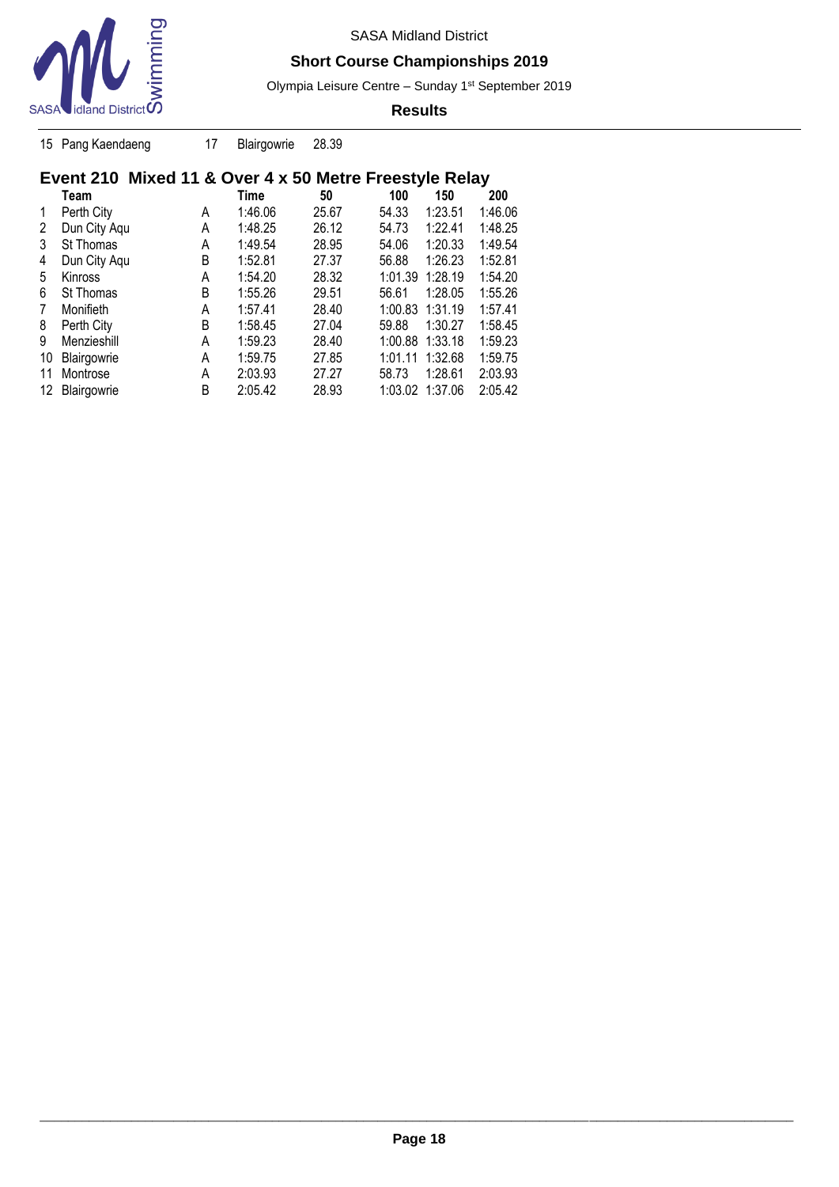| | | | | |
|---|---|---|---|---|
| 15 | Pang Kaendaeng | 17 | Blairgowrie | 28.39 |

## Event 210 Mixed 11 & Over 4 x 50 Metre Freestyle Relay

| | Team | | Time | 50 | 100 | 150 | 200 |
|---|---|---|---|---|---|---|---|
| 1 | Perth City | A | 1:46.06 | 25.67 | 54.33 | 1:23.51 | 1:46.06 |
| 2 | Dun City Aqu | A | 1:48.25 | 26.12 | 54.73 | 1:22.41 | 1:48.25 |
| 3 | St Thomas | A | 1:49.54 | 28.95 | 54.06 | 1:20.33 | 1:49.54 |
| 4 | Dun City Aqu | B | 1:52.81 | 27.37 | 56.88 | 1:26.23 | 1:52.81 |
| 5 | Kinross | A | 1:54.20 | 28.32 | 1:01.39 | 1:28.19 | 1:54.20 |
| 6 | St Thomas | B | 1:55.26 | 29.51 | 56.61 | 1:28.05 | 1:55.26 |
| 7 | Monifieth | A | 1:57.41 | 28.40 | 1:00.83 | 1:31.19 | 1:57.41 |
| 8 | Perth City | B | 1:58.45 | 27.04 | 59.88 | 1:30.27 | 1:58.45 |
| 9 | Menzieshill | A | 1:59.23 | 28.40 | 1:00.88 | 1:33.18 | 1:59.23 |
| 10 | Blairgowrie | A | 1:59.75 | 27.85 | 1:01.11 | 1:32.68 | 1:59.75 |
| 11 | Montrose | A | 2:03.93 | 27.27 | 58.73 | 1:28.61 | 2:03.93 |
| 12 | Blairgowrie | B | 2:05.42 | 28.93 | 1:03.02 | 1:37.06 | 2:05.42 |